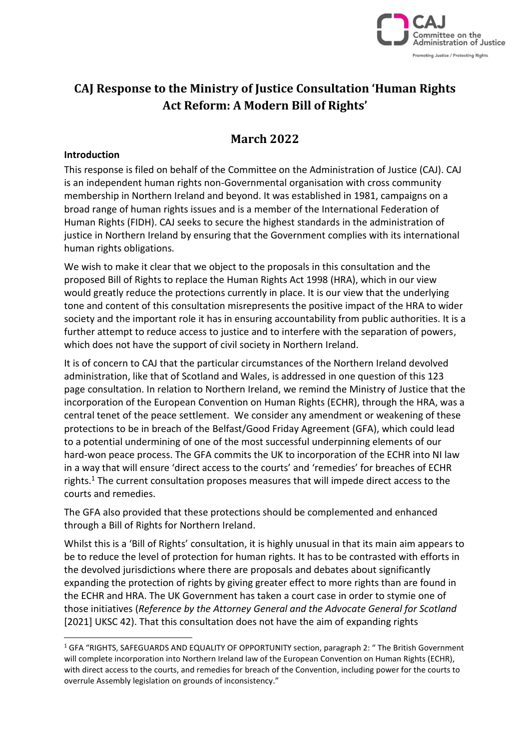# CAJ Response to the Ministry of Justice Consultation 'Human Rights Act Reform: A Modern Bill of Rights'

## March 2022

### Introduction

This response is filed on behalf of the Committee on the Administration of Justice (CAJ). CAJ is an independent human rights non-Governmental organisation with cross community membership in Northern Ireland and beyond. It was established in 1981, campaigns on a broad range of human rights issues and is a member of the International Federation of Human Rights (FIDH). CAJ seeks to secure the highest standards in the administration of justice in Northern Ireland by ensuring that the Government complies with its international human rights obligations.

We wish to make it clear that we object to the proposals in this consultation and the proposed Bill of Rights to replace the Human Rights Act 1998 (HRA), which in our view would greatly reduce the protections currently in place. It is our view that the underlying tone and content of this consultation misrepresents the positive impact of the HRA to wider society and the important role it has in ensuring accountability from public authorities. It is a further attempt to reduce access to justice and to interfere with the separation of powers, which does not have the support of civil society in Northern Ireland.

It is of concern to CAJ that the particular circumstances of the Northern Ireland devolved administration, like that of Scotland and Wales, is addressed in one question of this 123 page consultation. In relation to Northern Ireland, we remind the Ministry of Justice that the incorporation of the European Convention on Human Rights (ECHR), through the HRA, was a central tenet of the peace settlement. We consider any amendment or weakening of these protections to be in breach of the Belfast/Good Friday Agreement (GFA), which could lead to a potential undermining of one of the most successful underpinning elements of our hard-won peace process. The GFA commits the UK to incorporation of the ECHR into NI law in a way that will ensure 'direct access to the courts' and 'remedies' for breaches of ECHR rights.[1] The current consultation proposes measures that will impede direct access to the courts and remedies.

The GFA also provided that these protections should be complemented and enhanced through a Bill of Rights for Northern Ireland.

Whilst this is a 'Bill of Rights' consultation, it is highly unusual in that its main aim appears to be to reduce the level of protection for human rights. It has to be contrasted with efforts in the devolved jurisdictions where there are proposals and debates about significantly expanding the protection of rights by giving greater effect to more rights than are found in the ECHR and HRA. The UK Government has taken a court case in order to stymie one of those initiatives (*Reference by the Attorney General and the Advocate General for Scotland* [2021] UKSC 42). That this consultation does not have the aim of expanding rights

---

[1] GFA "RIGHTS, SAFEGUARDS AND EQUALITY OF OPPORTUNITY section, paragraph 2: " The British Government will complete incorporation into Northern Ireland law of the European Convention on Human Rights (ECHR), with direct access to the courts, and remedies for breach of the Convention, including power for the courts to overrule Assembly legislation on grounds of inconsistency."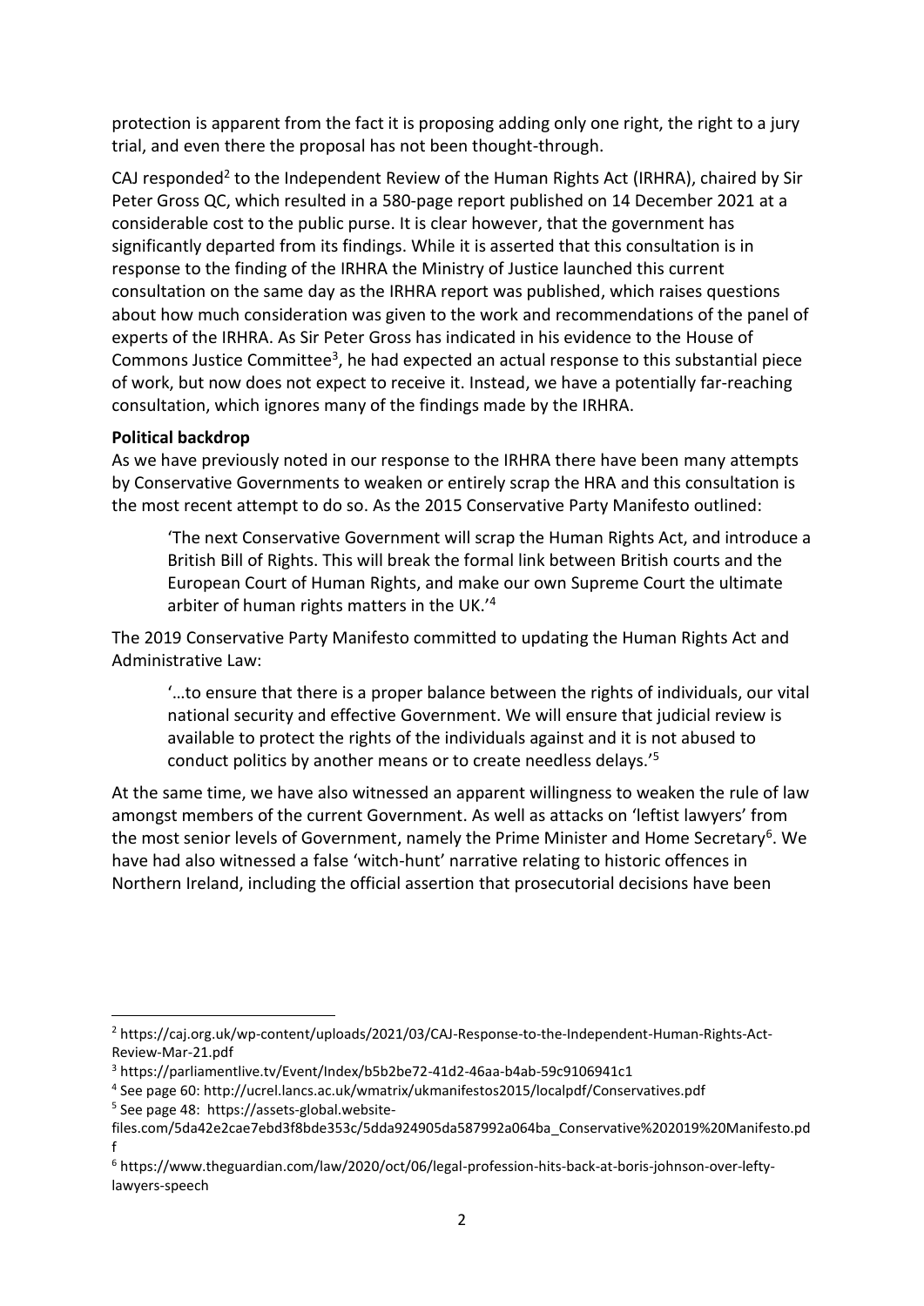protection is apparent from the fact it is proposing adding only one right, the right to a jury trial, and even there the proposal has not been thought-through.

CAJ responded[2] to the Independent Review of the Human Rights Act (IRHRA), chaired by Sir Peter Gross QC, which resulted in a 580-page report published on 14 December 2021 at a considerable cost to the public purse. It is clear however, that the government has significantly departed from its findings. While it is asserted that this consultation is in response to the finding of the IRHRA the Ministry of Justice launched this current consultation on the same day as the IRHRA report was published, which raises questions about how much consideration was given to the work and recommendations of the panel of experts of the IRHRA. As Sir Peter Gross has indicated in his evidence to the House of Commons Justice Committee[3], he had expected an actual response to this substantial piece of work, but now does not expect to receive it. Instead, we have a potentially far-reaching consultation, which ignores many of the findings made by the IRHRA.

**Political backdrop**

As we have previously noted in our response to the IRHRA there have been many attempts by Conservative Governments to weaken or entirely scrap the HRA and this consultation is the most recent attempt to do so. As the 2015 Conservative Party Manifesto outlined:

> 'The next Conservative Government will scrap the Human Rights Act, and introduce a British Bill of Rights. This will break the formal link between British courts and the European Court of Human Rights, and make our own Supreme Court the ultimate arbiter of human rights matters in the UK.'[4]

The 2019 Conservative Party Manifesto committed to updating the Human Rights Act and Administrative Law:

> '…to ensure that there is a proper balance between the rights of individuals, our vital national security and effective Government. We will ensure that judicial review is available to protect the rights of the individuals against and it is not abused to conduct politics by another means or to create needless delays.'[5]

At the same time, we have also witnessed an apparent willingness to weaken the rule of law amongst members of the current Government. As well as attacks on 'leftist lawyers' from the most senior levels of Government, namely the Prime Minister and Home Secretary[6]. We have had also witnessed a false 'witch-hunt' narrative relating to historic offences in Northern Ireland, including the official assertion that prosecutorial decisions have been

---

[2] https://caj.org.uk/wp-content/uploads/2021/03/CAJ-Response-to-the-Independent-Human-Rights-Act-Review-Mar-21.pdf

[3] https://parliamentlive.tv/Event/Index/b5b2be72-41d2-46aa-b4ab-59c9106941c1

[4] See page 60: http://ucrel.lancs.ac.uk/wmatrix/ukmanifestos2015/localpdf/Conservatives.pdf

[5] See page 48: https://assets-global.website-files.com/5da42e2cae7ebd3f8bde353c/5dda924905da587992a064ba_Conservative%202019%20Manifesto.pdf

[6] https://www.theguardian.com/law/2020/oct/06/legal-profession-hits-back-at-boris-johnson-over-lefty-lawyers-speech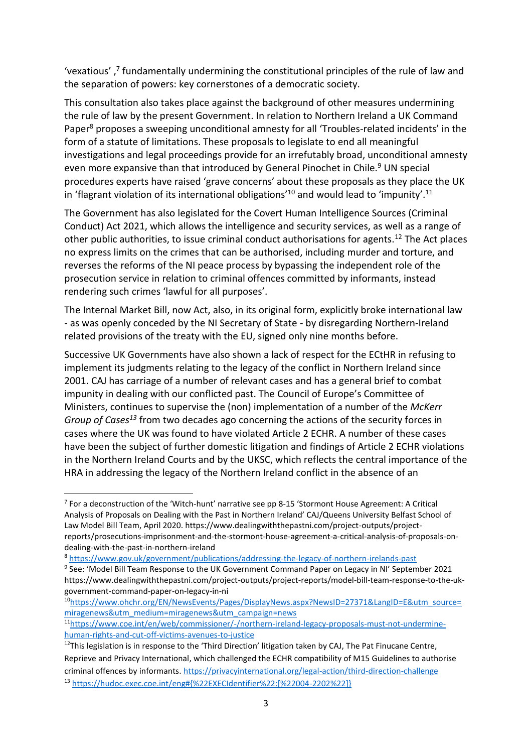'vexatious' ,[7] fundamentally undermining the constitutional principles of the rule of law and the separation of powers: key cornerstones of a democratic society.

This consultation also takes place against the background of other measures undermining the rule of law by the present Government. In relation to Northern Ireland a UK Command Paper[8] proposes a sweeping unconditional amnesty for all 'Troubles-related incidents' in the form of a statute of limitations. These proposals to legislate to end all meaningful investigations and legal proceedings provide for an irrefutably broad, unconditional amnesty even more expansive than that introduced by General Pinochet in Chile.[9] UN special procedures experts have raised 'grave concerns' about these proposals as they place the UK in 'flagrant violation of its international obligations'[10] and would lead to 'impunity'.[11]

The Government has also legislated for the Covert Human Intelligence Sources (Criminal Conduct) Act 2021, which allows the intelligence and security services, as well as a range of other public authorities, to issue criminal conduct authorisations for agents.[12] The Act places no express limits on the crimes that can be authorised, including murder and torture, and reverses the reforms of the NI peace process by bypassing the independent role of the prosecution service in relation to criminal offences committed by informants, instead rendering such crimes 'lawful for all purposes'.

The Internal Market Bill, now Act, also, in its original form, explicitly broke international law - as was openly conceded by the NI Secretary of State - by disregarding Northern-Ireland related provisions of the treaty with the EU, signed only nine months before.

Successive UK Governments have also shown a lack of respect for the ECtHR in refusing to implement its judgments relating to the legacy of the conflict in Northern Ireland since 2001. CAJ has carriage of a number of relevant cases and has a general brief to combat impunity in dealing with our conflicted past. The Council of Europe's Committee of Ministers, continues to supervise the (non) implementation of a number of the *McKerr Group of Cases*[13] from two decades ago concerning the actions of the security forces in cases where the UK was found to have violated Article 2 ECHR. A number of these cases have been the subject of further domestic litigation and findings of Article 2 ECHR violations in the Northern Ireland Courts and by the UKSC, which reflects the central importance of the HRA in addressing the legacy of the Northern Ireland conflict in the absence of an

---

[7] For a deconstruction of the 'Witch-hunt' narrative see pp 8-15 'Stormont House Agreement: A Critical Analysis of Proposals on Dealing with the Past in Northern Ireland' CAJ/Queens University Belfast School of Law Model Bill Team, April 2020. https://www.dealingwiththepastni.com/project-outputs/project-reports/prosecutions-imprisonment-and-the-stormont-house-agreement-a-critical-analysis-of-proposals-on-dealing-with-the-past-in-northern-ireland

[8] https://www.gov.uk/government/publications/addressing-the-legacy-of-northern-irelands-past

[9] See: 'Model Bill Team Response to the UK Government Command Paper on Legacy in NI' September 2021 https://www.dealingwiththepastni.com/project-outputs/project-reports/model-bill-team-response-to-the-uk-government-command-paper-on-legacy-in-ni

[10] https://www.ohchr.org/EN/NewsEvents/Pages/DisplayNews.aspx?NewsID=27371&LangID=E&utm_source=miragenews&utm_medium=miragenews&utm_campaign=news

[11] https://www.coe.int/en/web/commissioner/-/northern-ireland-legacy-proposals-must-not-undermine-human-rights-and-cut-off-victims-avenues-to-justice

[12] This legislation is in response to the 'Third Direction' litigation taken by CAJ, The Pat Finucane Centre, Reprieve and Privacy International, which challenged the ECHR compatibility of M15 Guidelines to authorise criminal offences by informants. https://privacyinternational.org/legal-action/third-direction-challenge

[13] https://hudoc.exec.coe.int/eng#{%22EXECIdentifier%22:[%22004-2202%22]}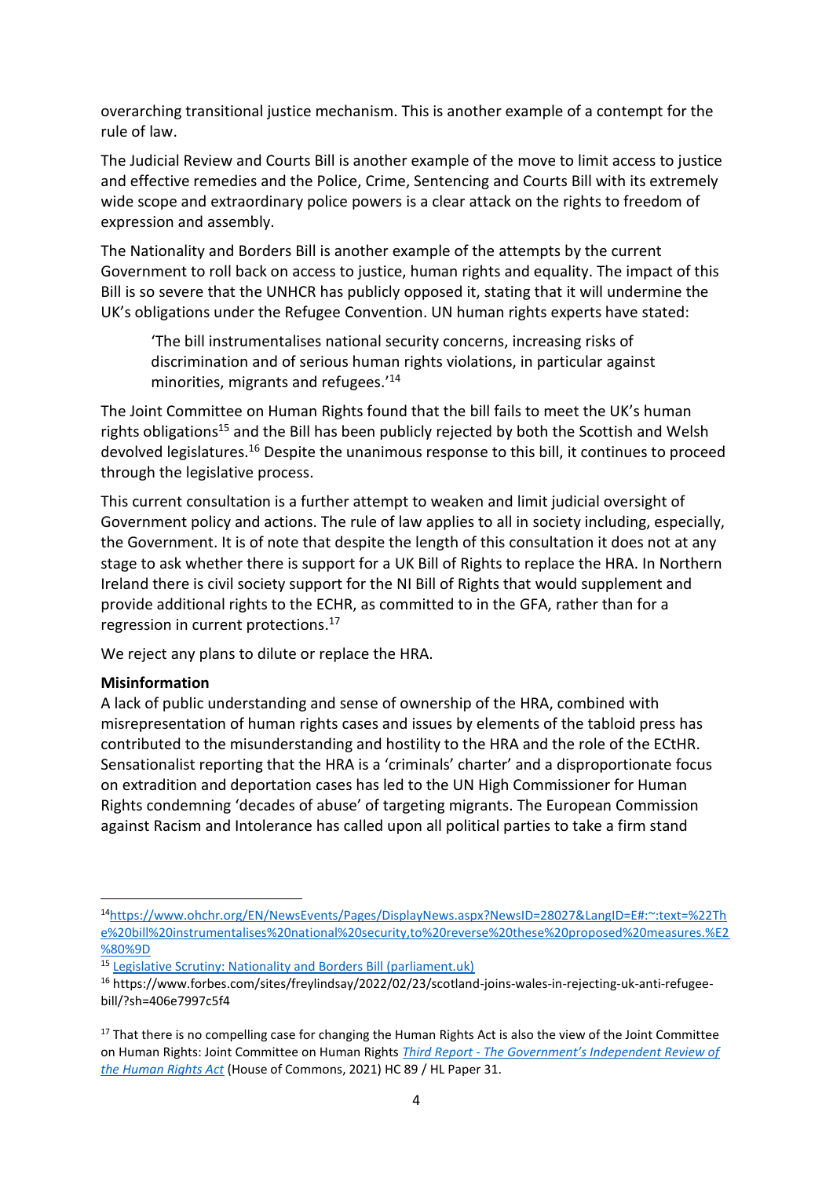overarching transitional justice mechanism. This is another example of a contempt for the rule of law.

The Judicial Review and Courts Bill is another example of the move to limit access to justice and effective remedies and the Police, Crime, Sentencing and Courts Bill with its extremely wide scope and extraordinary police powers is a clear attack on the rights to freedom of expression and assembly.

The Nationality and Borders Bill is another example of the attempts by the current Government to roll back on access to justice, human rights and equality. The impact of this Bill is so severe that the UNHCR has publicly opposed it, stating that it will undermine the UK's obligations under the Refugee Convention. UN human rights experts have stated:

> 'The bill instrumentalises national security concerns, increasing risks of discrimination and of serious human rights violations, in particular against minorities, migrants and refugees.'[14]

The Joint Committee on Human Rights found that the bill fails to meet the UK's human rights obligations[15] and the Bill has been publicly rejected by both the Scottish and Welsh devolved legislatures.[16] Despite the unanimous response to this bill, it continues to proceed through the legislative process.

This current consultation is a further attempt to weaken and limit judicial oversight of Government policy and actions. The rule of law applies to all in society including, especially, the Government. It is of note that despite the length of this consultation it does not at any stage to ask whether there is support for a UK Bill of Rights to replace the HRA. In Northern Ireland there is civil society support for the NI Bill of Rights that would supplement and provide additional rights to the ECHR, as committed to in the GFA, rather than for a regression in current protections.[17]

We reject any plans to dilute or replace the HRA.

**Misinformation**

A lack of public understanding and sense of ownership of the HRA, combined with misrepresentation of human rights cases and issues by elements of the tabloid press has contributed to the misunderstanding and hostility to the HRA and the role of the ECtHR. Sensationalist reporting that the HRA is a 'criminals' charter' and a disproportionate focus on extradition and deportation cases has led to the UN High Commissioner for Human Rights condemning 'decades of abuse' of targeting migrants. The European Commission against Racism and Intolerance has called upon all political parties to take a firm stand

---

[14] https://www.ohchr.org/EN/NewsEvents/Pages/DisplayNews.aspx?NewsID=28027&LangID=E#:~:text=%22The%20bill%20instrumentalises%20national%20security,to%20reverse%20these%20proposed%20measures.%E2%80%9D

[15] [Legislative Scrutiny: Nationality and Borders Bill (parliament.uk)](Legislative Scrutiny: Nationality and Borders Bill (parliament.uk))

[16] https://www.forbes.com/sites/freylindsay/2022/02/23/scotland-joins-wales-in-rejecting-uk-anti-refugee-bill/?sh=406e7997c5f4

[17] That there is no compelling case for changing the Human Rights Act is also the view of the Joint Committee on Human Rights: Joint Committee on Human Rights *Third Report - The Government's Independent Review of the Human Rights Act* (House of Commons, 2021) HC 89 / HL Paper 31.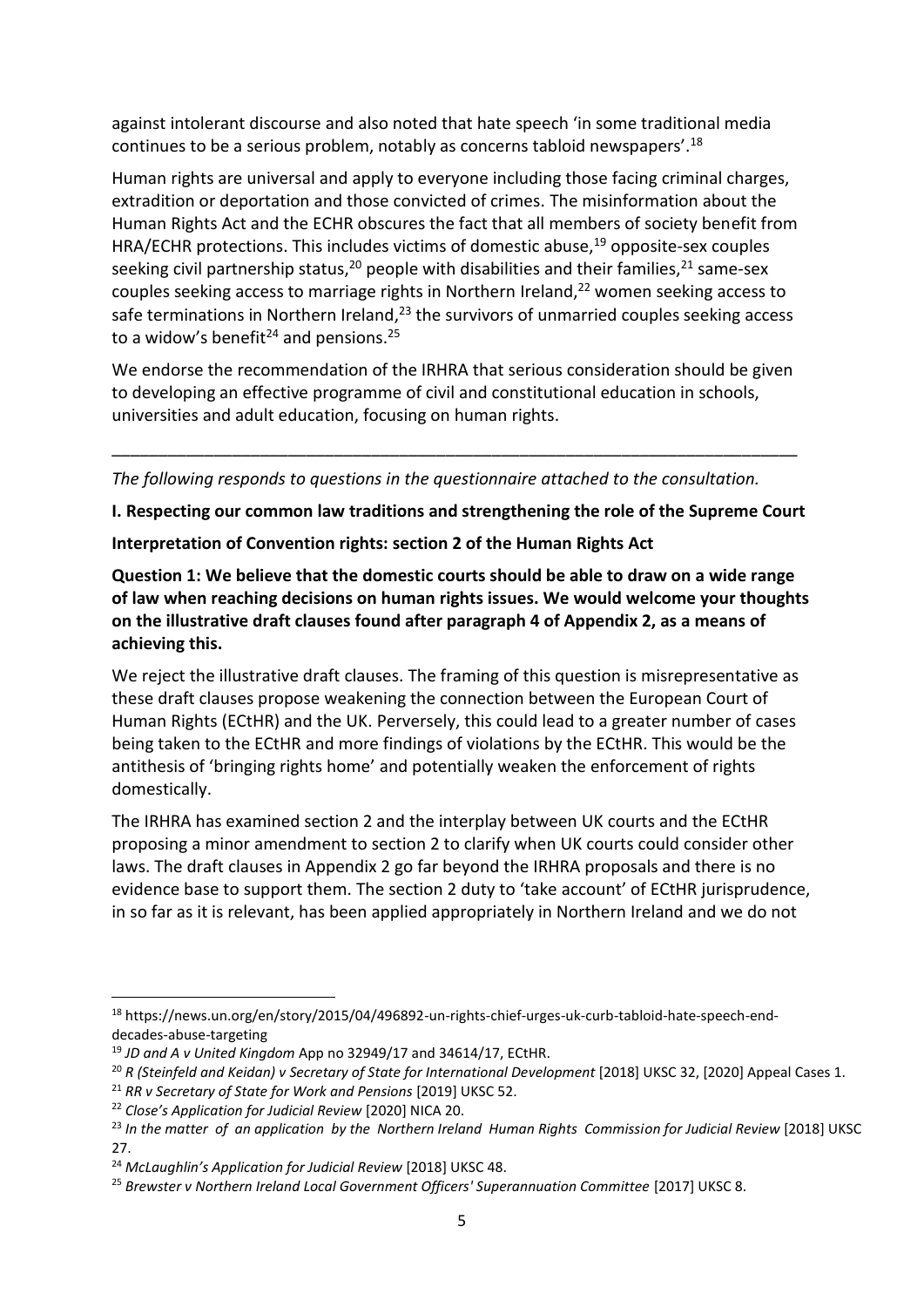against intolerant discourse and also noted that hate speech 'in some traditional media continues to be a serious problem, notably as concerns tabloid newspapers'.[18]

Human rights are universal and apply to everyone including those facing criminal charges, extradition or deportation and those convicted of crimes. The misinformation about the Human Rights Act and the ECHR obscures the fact that all members of society benefit from HRA/ECHR protections. This includes victims of domestic abuse,[19] opposite-sex couples seeking civil partnership status,[20] people with disabilities and their families,[21] same-sex couples seeking access to marriage rights in Northern Ireland,[22] women seeking access to safe terminations in Northern Ireland,[23] the survivors of unmarried couples seeking access to a widow's benefit[24] and pensions.[25]

We endorse the recommendation of the IRHRA that serious consideration should be given to developing an effective programme of civil and constitutional education in schools, universities and adult education, focusing on human rights.

---

*The following responds to questions in the questionnaire attached to the consultation.*

**I. Respecting our common law traditions and strengthening the role of the Supreme Court**

**Interpretation of Convention rights: section 2 of the Human Rights Act**

**Question 1: We believe that the domestic courts should be able to draw on a wide range of law when reaching decisions on human rights issues. We would welcome your thoughts on the illustrative draft clauses found after paragraph 4 of Appendix 2, as a means of achieving this.**

We reject the illustrative draft clauses. The framing of this question is misrepresentative as these draft clauses propose weakening the connection between the European Court of Human Rights (ECtHR) and the UK. Perversely, this could lead to a greater number of cases being taken to the ECtHR and more findings of violations by the ECtHR. This would be the antithesis of 'bringing rights home' and potentially weaken the enforcement of rights domestically.

The IRHRA has examined section 2 and the interplay between UK courts and the ECtHR proposing a minor amendment to section 2 to clarify when UK courts could consider other laws. The draft clauses in Appendix 2 go far beyond the IRHRA proposals and there is no evidence base to support them. The section 2 duty to 'take account' of ECtHR jurisprudence, in so far as it is relevant, has been applied appropriately in Northern Ireland and we do not

---

[18] https://news.un.org/en/story/2015/04/496892-un-rights-chief-urges-uk-curb-tabloid-hate-speech-end-decades-abuse-targeting

[19] *JD and A v United Kingdom* App no 32949/17 and 34614/17, ECtHR.

[20] *R (Steinfeld and Keidan) v Secretary of State for International Development* [2018] UKSC 32, [2020] Appeal Cases 1.

[21] *RR v Secretary of State for Work and Pensions* [2019] UKSC 52.

[22] *Close's Application for Judicial Review* [2020] NICA 20.

[23] *In the matter of an application by the Northern Ireland Human Rights Commission for Judicial Review* [2018] UKSC 27.

[24] *McLaughlin's Application for Judicial Review* [2018] UKSC 48.

[25] *Brewster v Northern Ireland Local Government Officers' Superannuation Committee* [2017] UKSC 8.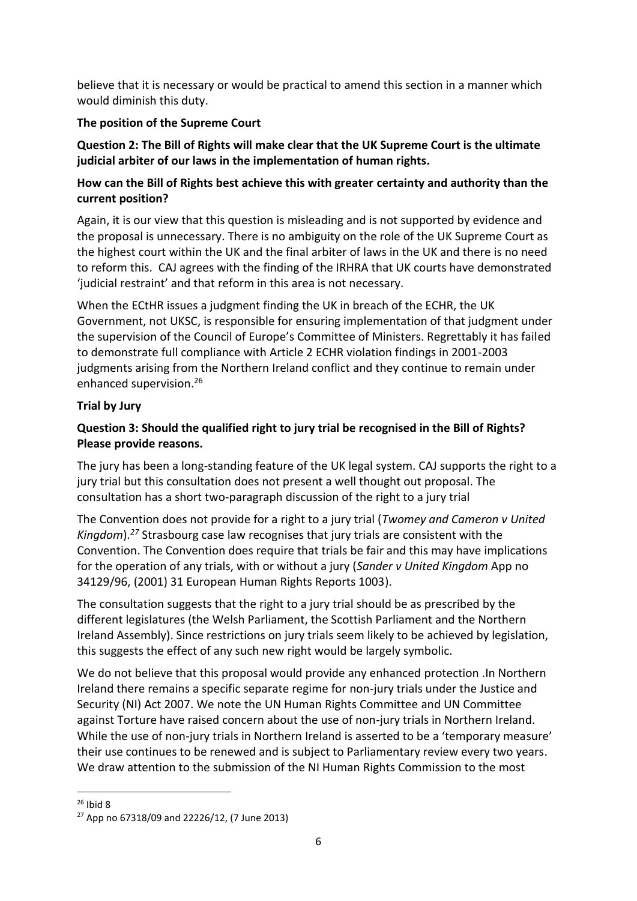believe that it is necessary or would be practical to amend this section in a manner which would diminish this duty.

**The position of the Supreme Court**

**Question 2: The Bill of Rights will make clear that the UK Supreme Court is the ultimate judicial arbiter of our laws in the implementation of human rights.**

**How can the Bill of Rights best achieve this with greater certainty and authority than the current position?**

Again, it is our view that this question is misleading and is not supported by evidence and the proposal is unnecessary. There is no ambiguity on the role of the UK Supreme Court as the highest court within the UK and the final arbiter of laws in the UK and there is no need to reform this. CAJ agrees with the finding of the IRHRA that UK courts have demonstrated 'judicial restraint' and that reform in this area is not necessary.

When the ECtHR issues a judgment finding the UK in breach of the ECHR, the UK Government, not UKSC, is responsible for ensuring implementation of that judgment under the supervision of the Council of Europe's Committee of Ministers. Regrettably it has failed to demonstrate full compliance with Article 2 ECHR violation findings in 2001-2003 judgments arising from the Northern Ireland conflict and they continue to remain under enhanced supervision.[26]

**Trial by Jury**

**Question 3: Should the qualified right to jury trial be recognised in the Bill of Rights? Please provide reasons.**

The jury has been a long-standing feature of the UK legal system. CAJ supports the right to a jury trial but this consultation does not present a well thought out proposal. The consultation has a short two-paragraph discussion of the right to a jury trial

The Convention does not provide for a right to a jury trial (*Twomey and Cameron v United Kingdom*).[27] Strasbourg case law recognises that jury trials are consistent with the Convention. The Convention does require that trials be fair and this may have implications for the operation of any trials, with or without a jury (*Sander v United Kingdom* App no 34129/96, (2001) 31 European Human Rights Reports 1003).

The consultation suggests that the right to a jury trial should be as prescribed by the different legislatures (the Welsh Parliament, the Scottish Parliament and the Northern Ireland Assembly). Since restrictions on jury trials seem likely to be achieved by legislation, this suggests the effect of any such new right would be largely symbolic.

We do not believe that this proposal would provide any enhanced protection .In Northern Ireland there remains a specific separate regime for non-jury trials under the Justice and Security (NI) Act 2007. We note the UN Human Rights Committee and UN Committee against Torture have raised concern about the use of non-jury trials in Northern Ireland. While the use of non-jury trials in Northern Ireland is asserted to be a 'temporary measure' their use continues to be renewed and is subject to Parliamentary review every two years. We draw attention to the submission of the NI Human Rights Commission to the most

---

[26] Ibid 8

[27] App no 67318/09 and 22226/12, (7 June 2013)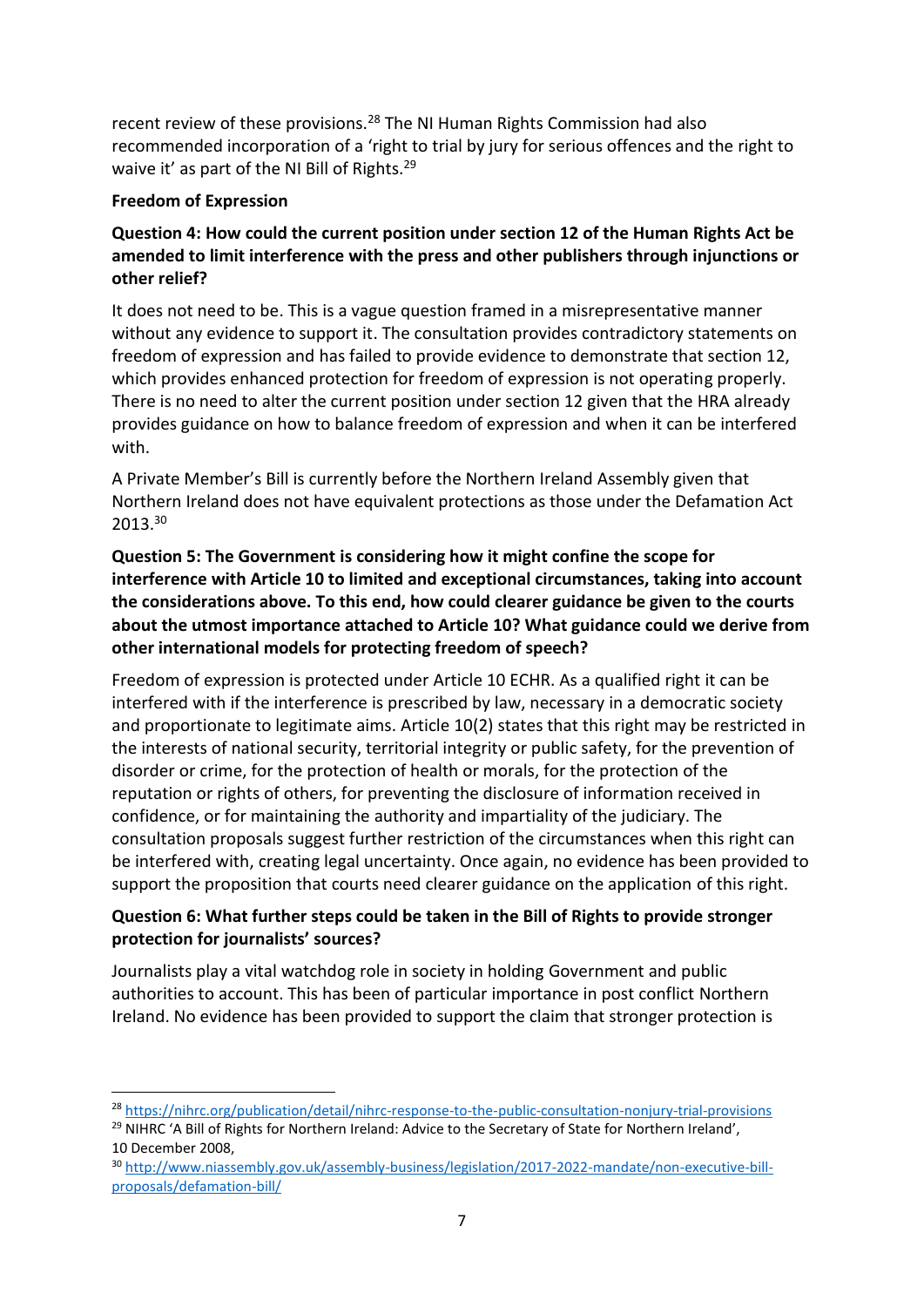recent review of these provisions.[28] The NI Human Rights Commission had also recommended incorporation of a 'right to trial by jury for serious offences and the right to waive it' as part of the NI Bill of Rights.[29]

**Freedom of Expression**

**Question 4: How could the current position under section 12 of the Human Rights Act be amended to limit interference with the press and other publishers through injunctions or other relief?**

It does not need to be. This is a vague question framed in a misrepresentative manner without any evidence to support it. The consultation provides contradictory statements on freedom of expression and has failed to provide evidence to demonstrate that section 12, which provides enhanced protection for freedom of expression is not operating properly. There is no need to alter the current position under section 12 given that the HRA already provides guidance on how to balance freedom of expression and when it can be interfered with.

A Private Member's Bill is currently before the Northern Ireland Assembly given that Northern Ireland does not have equivalent protections as those under the Defamation Act 2013.[30]

**Question 5: The Government is considering how it might confine the scope for interference with Article 10 to limited and exceptional circumstances, taking into account the considerations above. To this end, how could clearer guidance be given to the courts about the utmost importance attached to Article 10? What guidance could we derive from other international models for protecting freedom of speech?**

Freedom of expression is protected under Article 10 ECHR. As a qualified right it can be interfered with if the interference is prescribed by law, necessary in a democratic society and proportionate to legitimate aims. Article 10(2) states that this right may be restricted in the interests of national security, territorial integrity or public safety, for the prevention of disorder or crime, for the protection of health or morals, for the protection of the reputation or rights of others, for preventing the disclosure of information received in confidence, or for maintaining the authority and impartiality of the judiciary. The consultation proposals suggest further restriction of the circumstances when this right can be interfered with, creating legal uncertainty. Once again, no evidence has been provided to support the proposition that courts need clearer guidance on the application of this right.

**Question 6: What further steps could be taken in the Bill of Rights to provide stronger protection for journalists' sources?**

Journalists play a vital watchdog role in society in holding Government and public authorities to account. This has been of particular importance in post conflict Northern Ireland. No evidence has been provided to support the claim that stronger protection is

---

[28] https://nihrc.org/publication/detail/nihrc-response-to-the-public-consultation-nonjury-trial-provisions

[29] NIHRC 'A Bill of Rights for Northern Ireland: Advice to the Secretary of State for Northern Ireland', 10 December 2008,

[30] http://www.niassembly.gov.uk/assembly-business/legislation/2017-2022-mandate/non-executive-bill-proposals/defamation-bill/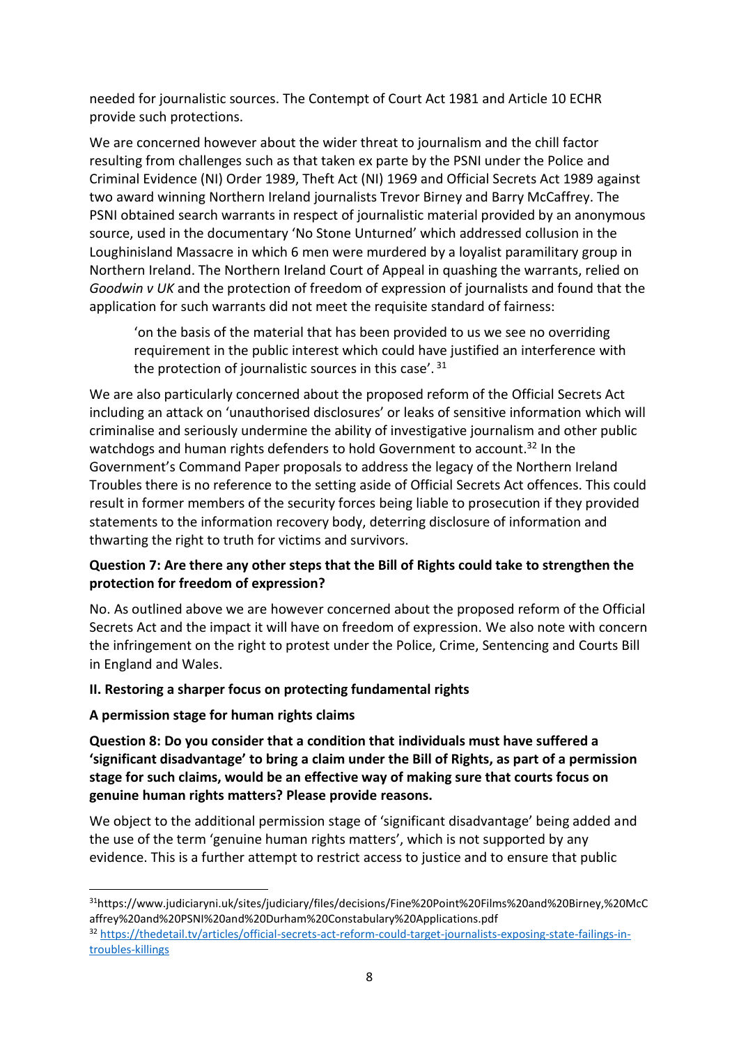needed for journalistic sources. The Contempt of Court Act 1981 and Article 10 ECHR provide such protections.

We are concerned however about the wider threat to journalism and the chill factor resulting from challenges such as that taken ex parte by the PSNI under the Police and Criminal Evidence (NI) Order 1989, Theft Act (NI) 1969 and Official Secrets Act 1989 against two award winning Northern Ireland journalists Trevor Birney and Barry McCaffrey. The PSNI obtained search warrants in respect of journalistic material provided by an anonymous source, used in the documentary 'No Stone Unturned' which addressed collusion in the Loughinisland Massacre in which 6 men were murdered by a loyalist paramilitary group in Northern Ireland. The Northern Ireland Court of Appeal in quashing the warrants, relied on *Goodwin v UK* and the protection of freedom of expression of journalists and found that the application for such warrants did not meet the requisite standard of fairness:

> 'on the basis of the material that has been provided to us we see no overriding requirement in the public interest which could have justified an interference with the protection of journalistic sources in this case'. [31]

We are also particularly concerned about the proposed reform of the Official Secrets Act including an attack on 'unauthorised disclosures' or leaks of sensitive information which will criminalise and seriously undermine the ability of investigative journalism and other public watchdogs and human rights defenders to hold Government to account.[32] In the Government's Command Paper proposals to address the legacy of the Northern Ireland Troubles there is no reference to the setting aside of Official Secrets Act offences. This could result in former members of the security forces being liable to prosecution if they provided statements to the information recovery body, deterring disclosure of information and thwarting the right to truth for victims and survivors.

**Question 7: Are there any other steps that the Bill of Rights could take to strengthen the protection for freedom of expression?**

No. As outlined above we are however concerned about the proposed reform of the Official Secrets Act and the impact it will have on freedom of expression. We also note with concern the infringement on the right to protest under the Police, Crime, Sentencing and Courts Bill in England and Wales.

**II. Restoring a sharper focus on protecting fundamental rights**

**A permission stage for human rights claims**

**Question 8: Do you consider that a condition that individuals must have suffered a 'significant disadvantage' to bring a claim under the Bill of Rights, as part of a permission stage for such claims, would be an effective way of making sure that courts focus on genuine human rights matters? Please provide reasons.**

We object to the additional permission stage of 'significant disadvantage' being added and the use of the term 'genuine human rights matters', which is not supported by any evidence. This is a further attempt to restrict access to justice and to ensure that public

---

[31] https://www.judiciaryni.uk/sites/judiciary/files/decisions/Fine%20Point%20Films%20and%20Birney,%20McCaffrey%20and%20PSNI%20and%20Durham%20Constabulary%20Applications.pdf

[32] https://thedetail.tv/articles/official-secrets-act-reform-could-target-journalists-exposing-state-failings-in-troubles-killings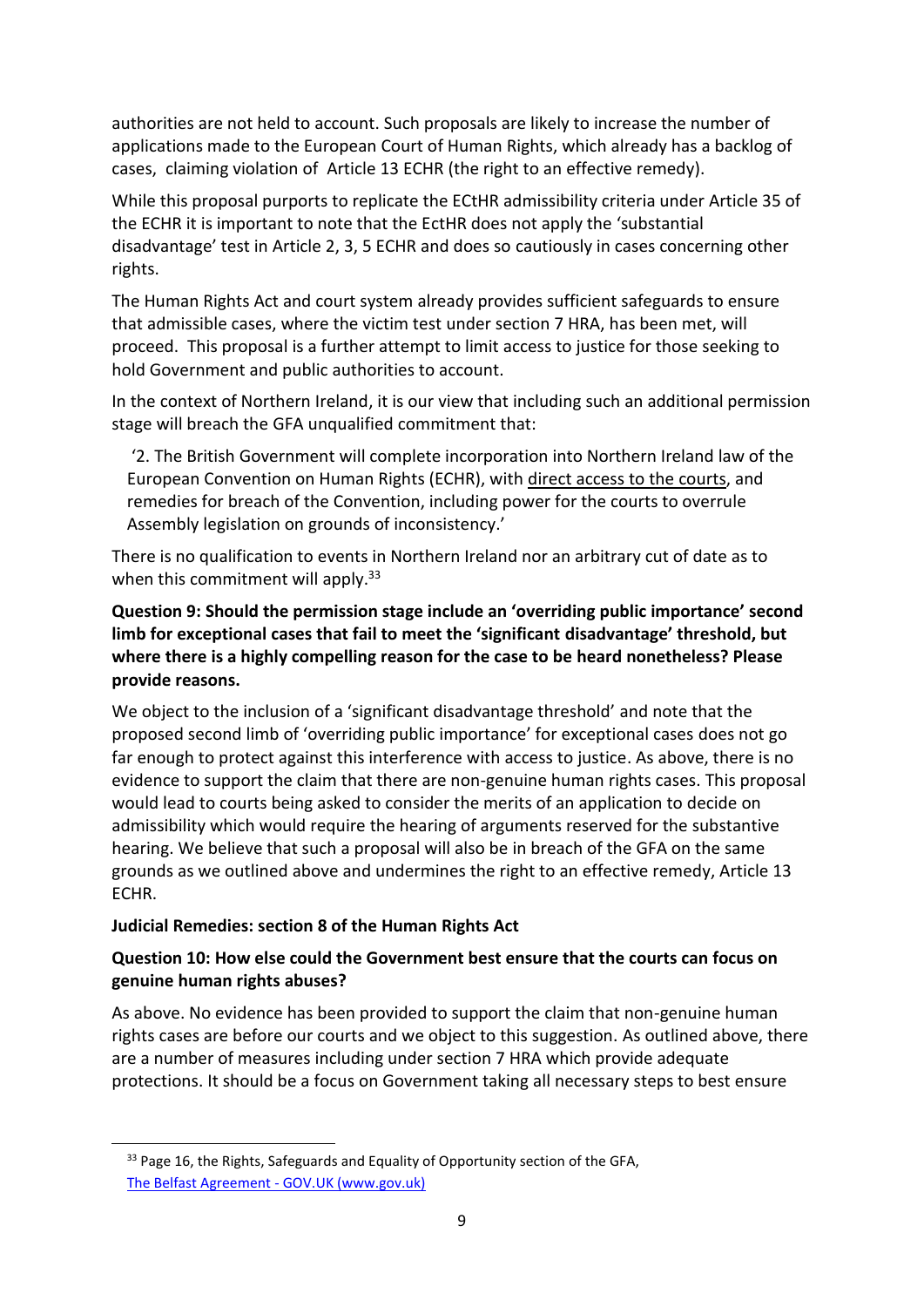authorities are not held to account. Such proposals are likely to increase the number of applications made to the European Court of Human Rights, which already has a backlog of cases, claiming violation of Article 13 ECHR (the right to an effective remedy).

While this proposal purports to replicate the ECtHR admissibility criteria under Article 35 of the ECHR it is important to note that the EctHR does not apply the 'substantial disadvantage' test in Article 2, 3, 5 ECHR and does so cautiously in cases concerning other rights.

The Human Rights Act and court system already provides sufficient safeguards to ensure that admissible cases, where the victim test under section 7 HRA, has been met, will proceed. This proposal is a further attempt to limit access to justice for those seeking to hold Government and public authorities to account.

In the context of Northern Ireland, it is our view that including such an additional permission stage will breach the GFA unqualified commitment that:

> '2. The British Government will complete incorporation into Northern Ireland law of the European Convention on Human Rights (ECHR), with direct access to the courts, and remedies for breach of the Convention, including power for the courts to overrule Assembly legislation on grounds of inconsistency.'

There is no qualification to events in Northern Ireland nor an arbitrary cut of date as to when this commitment will apply.[33]

**Question 9: Should the permission stage include an 'overriding public importance' second limb for exceptional cases that fail to meet the 'significant disadvantage' threshold, but where there is a highly compelling reason for the case to be heard nonetheless? Please provide reasons.**

We object to the inclusion of a 'significant disadvantage threshold' and note that the proposed second limb of 'overriding public importance' for exceptional cases does not go far enough to protect against this interference with access to justice. As above, there is no evidence to support the claim that there are non-genuine human rights cases. This proposal would lead to courts being asked to consider the merits of an application to decide on admissibility which would require the hearing of arguments reserved for the substantive hearing. We believe that such a proposal will also be in breach of the GFA on the same grounds as we outlined above and undermines the right to an effective remedy, Article 13 ECHR.

**Judicial Remedies: section 8 of the Human Rights Act**

**Question 10: How else could the Government best ensure that the courts can focus on genuine human rights abuses?**

As above. No evidence has been provided to support the claim that non-genuine human rights cases are before our courts and we object to this suggestion. As outlined above, there are a number of measures including under section 7 HRA which provide adequate protections. It should be a focus on Government taking all necessary steps to best ensure

---

[33] Page 16, the Rights, Safeguards and Equality of Opportunity section of the GFA, The Belfast Agreement - GOV.UK (www.gov.uk)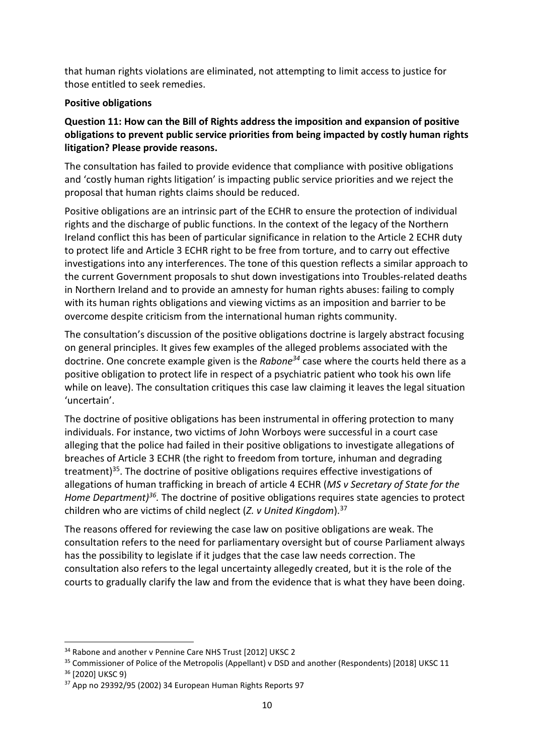that human rights violations are eliminated, not attempting to limit access to justice for those entitled to seek remedies.

**Positive obligations**

**Question 11: How can the Bill of Rights address the imposition and expansion of positive obligations to prevent public service priorities from being impacted by costly human rights litigation? Please provide reasons.**

The consultation has failed to provide evidence that compliance with positive obligations and 'costly human rights litigation' is impacting public service priorities and we reject the proposal that human rights claims should be reduced.

Positive obligations are an intrinsic part of the ECHR to ensure the protection of individual rights and the discharge of public functions. In the context of the legacy of the Northern Ireland conflict this has been of particular significance in relation to the Article 2 ECHR duty to protect life and Article 3 ECHR right to be free from torture, and to carry out effective investigations into any interferences. The tone of this question reflects a similar approach to the current Government proposals to shut down investigations into Troubles-related deaths in Northern Ireland and to provide an amnesty for human rights abuses: failing to comply with its human rights obligations and viewing victims as an imposition and barrier to be overcome despite criticism from the international human rights community.

The consultation's discussion of the positive obligations doctrine is largely abstract focusing on general principles. It gives few examples of the alleged problems associated with the doctrine. One concrete example given is the *Rabone*[34] case where the courts held there as a positive obligation to protect life in respect of a psychiatric patient who took his own life while on leave). The consultation critiques this case law claiming it leaves the legal situation 'uncertain'.

The doctrine of positive obligations has been instrumental in offering protection to many individuals. For instance, two victims of John Worboys were successful in a court case alleging that the police had failed in their positive obligations to investigate allegations of breaches of Article 3 ECHR (the right to freedom from torture, inhuman and degrading treatment)[35]. The doctrine of positive obligations requires effective investigations of allegations of human trafficking in breach of article 4 ECHR (*MS v Secretary of State for the Home Department)*[36]*.* The doctrine of positive obligations requires state agencies to protect children who are victims of child neglect (*Z. v United Kingdom*).[37]

The reasons offered for reviewing the case law on positive obligations are weak. The consultation refers to the need for parliamentary oversight but of course Parliament always has the possibility to legislate if it judges that the case law needs correction. The consultation also refers to the legal uncertainty allegedly created, but it is the role of the courts to gradually clarify the law and from the evidence that is what they have been doing.

---

[34] Rabone and another v Pennine Care NHS Trust [2012] UKSC 2

[35] Commissioner of Police of the Metropolis (Appellant) v DSD and another (Respondents) [2018] UKSC 11

[36] [2020] UKSC 9)

[37] App no 29392/95 (2002) 34 European Human Rights Reports 97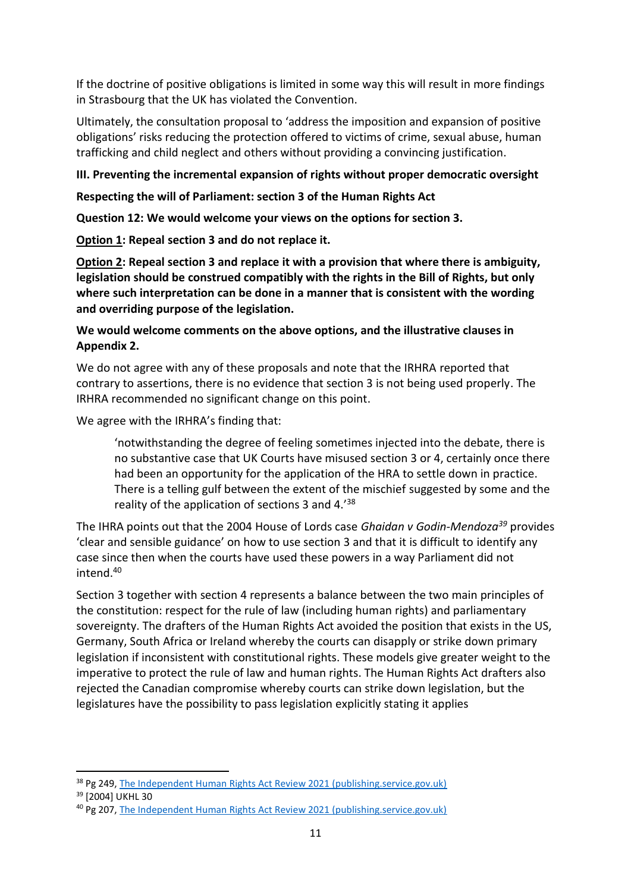If the doctrine of positive obligations is limited in some way this will result in more findings in Strasbourg that the UK has violated the Convention.

Ultimately, the consultation proposal to 'address the imposition and expansion of positive obligations' risks reducing the protection offered to victims of crime, sexual abuse, human trafficking and child neglect and others without providing a convincing justification.

**III. Preventing the incremental expansion of rights without proper democratic oversight**

**Respecting the will of Parliament: section 3 of the Human Rights Act**

**Question 12: We would welcome your views on the options for section 3.**

**<u>Option 1</u>: Repeal section 3 and do not replace it.**

**<u>Option 2</u>: Repeal section 3 and replace it with a provision that where there is ambiguity, legislation should be construed compatibly with the rights in the Bill of Rights, but only where such interpretation can be done in a manner that is consistent with the wording and overriding purpose of the legislation.**

**We would welcome comments on the above options, and the illustrative clauses in Appendix 2.**

We do not agree with any of these proposals and note that the IRHRA reported that contrary to assertions, there is no evidence that section 3 is not being used properly. The IRHRA recommended no significant change on this point.

We agree with the IRHRA's finding that:

> 'notwithstanding the degree of feeling sometimes injected into the debate, there is no substantive case that UK Courts have misused section 3 or 4, certainly once there had been an opportunity for the application of the HRA to settle down in practice. There is a telling gulf between the extent of the mischief suggested by some and the reality of the application of sections 3 and 4.'[38]

The IHRA points out that the 2004 House of Lords case *Ghaidan v Godin-Mendoza*[39] provides 'clear and sensible guidance' on how to use section 3 and that it is difficult to identify any case since then when the courts have used these powers in a way Parliament did not intend.[40]

Section 3 together with section 4 represents a balance between the two main principles of the constitution: respect for the rule of law (including human rights) and parliamentary sovereignty. The drafters of the Human Rights Act avoided the position that exists in the US, Germany, South Africa or Ireland whereby the courts can disapply or strike down primary legislation if inconsistent with constitutional rights. These models give greater weight to the imperative to protect the rule of law and human rights. The Human Rights Act drafters also rejected the Canadian compromise whereby courts can strike down legislation, but the legislatures have the possibility to pass legislation explicitly stating it applies

---

[38] Pg 249, [The Independent Human Rights Act Review 2021 (publishing.service.gov.uk)]

[39] [2004] UKHL 30

[40] Pg 207, [The Independent Human Rights Act Review 2021 (publishing.service.gov.uk)]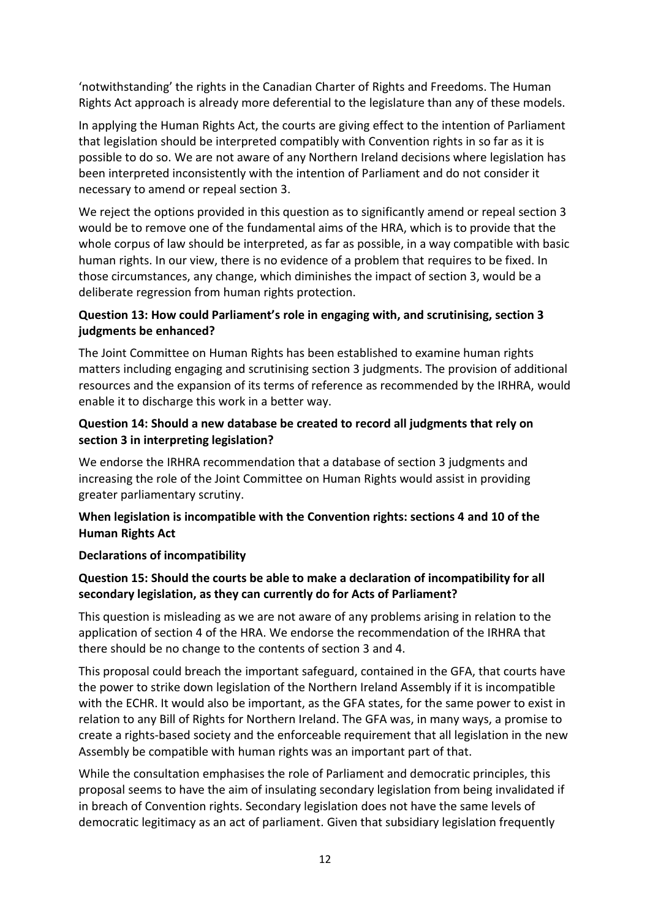'notwithstanding' the rights in the Canadian Charter of Rights and Freedoms. The Human Rights Act approach is already more deferential to the legislature than any of these models.

In applying the Human Rights Act, the courts are giving effect to the intention of Parliament that legislation should be interpreted compatibly with Convention rights in so far as it is possible to do so. We are not aware of any Northern Ireland decisions where legislation has been interpreted inconsistently with the intention of Parliament and do not consider it necessary to amend or repeal section 3.

We reject the options provided in this question as to significantly amend or repeal section 3 would be to remove one of the fundamental aims of the HRA, which is to provide that the whole corpus of law should be interpreted, as far as possible, in a way compatible with basic human rights. In our view, there is no evidence of a problem that requires to be fixed. In those circumstances, any change, which diminishes the impact of section 3, would be a deliberate regression from human rights protection.

**Question 13: How could Parliament's role in engaging with, and scrutinising, section 3 judgments be enhanced?**

The Joint Committee on Human Rights has been established to examine human rights matters including engaging and scrutinising section 3 judgments. The provision of additional resources and the expansion of its terms of reference as recommended by the IRHRA, would enable it to discharge this work in a better way.

**Question 14: Should a new database be created to record all judgments that rely on section 3 in interpreting legislation?**

We endorse the IRHRA recommendation that a database of section 3 judgments and increasing the role of the Joint Committee on Human Rights would assist in providing greater parliamentary scrutiny.

**When legislation is incompatible with the Convention rights: sections 4 and 10 of the Human Rights Act**

**Declarations of incompatibility**

**Question 15: Should the courts be able to make a declaration of incompatibility for all secondary legislation, as they can currently do for Acts of Parliament?**

This question is misleading as we are not aware of any problems arising in relation to the application of section 4 of the HRA. We endorse the recommendation of the IRHRA that there should be no change to the contents of section 3 and 4.

This proposal could breach the important safeguard, contained in the GFA, that courts have the power to strike down legislation of the Northern Ireland Assembly if it is incompatible with the ECHR. It would also be important, as the GFA states, for the same power to exist in relation to any Bill of Rights for Northern Ireland. The GFA was, in many ways, a promise to create a rights-based society and the enforceable requirement that all legislation in the new Assembly be compatible with human rights was an important part of that.

While the consultation emphasises the role of Parliament and democratic principles, this proposal seems to have the aim of insulating secondary legislation from being invalidated if in breach of Convention rights. Secondary legislation does not have the same levels of democratic legitimacy as an act of parliament. Given that subsidiary legislation frequently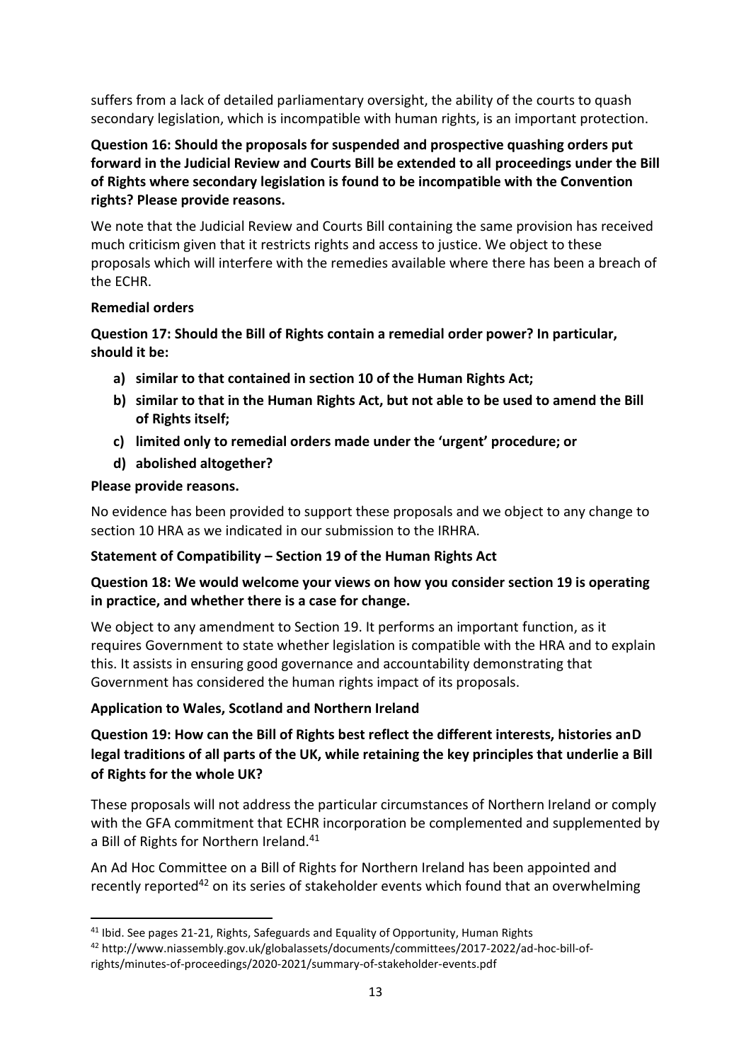suffers from a lack of detailed parliamentary oversight, the ability of the courts to quash secondary legislation, which is incompatible with human rights, is an important protection.

**Question 16: Should the proposals for suspended and prospective quashing orders put forward in the Judicial Review and Courts Bill be extended to all proceedings under the Bill of Rights where secondary legislation is found to be incompatible with the Convention rights? Please provide reasons.**

We note that the Judicial Review and Courts Bill containing the same provision has received much criticism given that it restricts rights and access to justice. We object to these proposals which will interfere with the remedies available where there has been a breach of the ECHR.

**Remedial orders**

**Question 17: Should the Bill of Rights contain a remedial order power? In particular, should it be:**

- **a) similar to that contained in section 10 of the Human Rights Act;**
- **b) similar to that in the Human Rights Act, but not able to be used to amend the Bill of Rights itself;**
- **c) limited only to remedial orders made under the 'urgent' procedure; or**
- **d) abolished altogether?**

**Please provide reasons.**

No evidence has been provided to support these proposals and we object to any change to section 10 HRA as we indicated in our submission to the IRHRA.

**Statement of Compatibility – Section 19 of the Human Rights Act**

**Question 18: We would welcome your views on how you consider section 19 is operating in practice, and whether there is a case for change.**

We object to any amendment to Section 19. It performs an important function, as it requires Government to state whether legislation is compatible with the HRA and to explain this. It assists in ensuring good governance and accountability demonstrating that Government has considered the human rights impact of its proposals.

**Application to Wales, Scotland and Northern Ireland**

**Question 19: How can the Bill of Rights best reflect the different interests, histories anD legal traditions of all parts of the UK, while retaining the key principles that underlie a Bill of Rights for the whole UK?**

These proposals will not address the particular circumstances of Northern Ireland or comply with the GFA commitment that ECHR incorporation be complemented and supplemented by a Bill of Rights for Northern Ireland.[41]

An Ad Hoc Committee on a Bill of Rights for Northern Ireland has been appointed and recently reported[42] on its series of stakeholder events which found that an overwhelming

---

[41] Ibid. See pages 21-21, Rights, Safeguards and Equality of Opportunity, Human Rights

[42] http://www.niassembly.gov.uk/globalassets/documents/committees/2017-2022/ad-hoc-bill-of-rights/minutes-of-proceedings/2020-2021/summary-of-stakeholder-events.pdf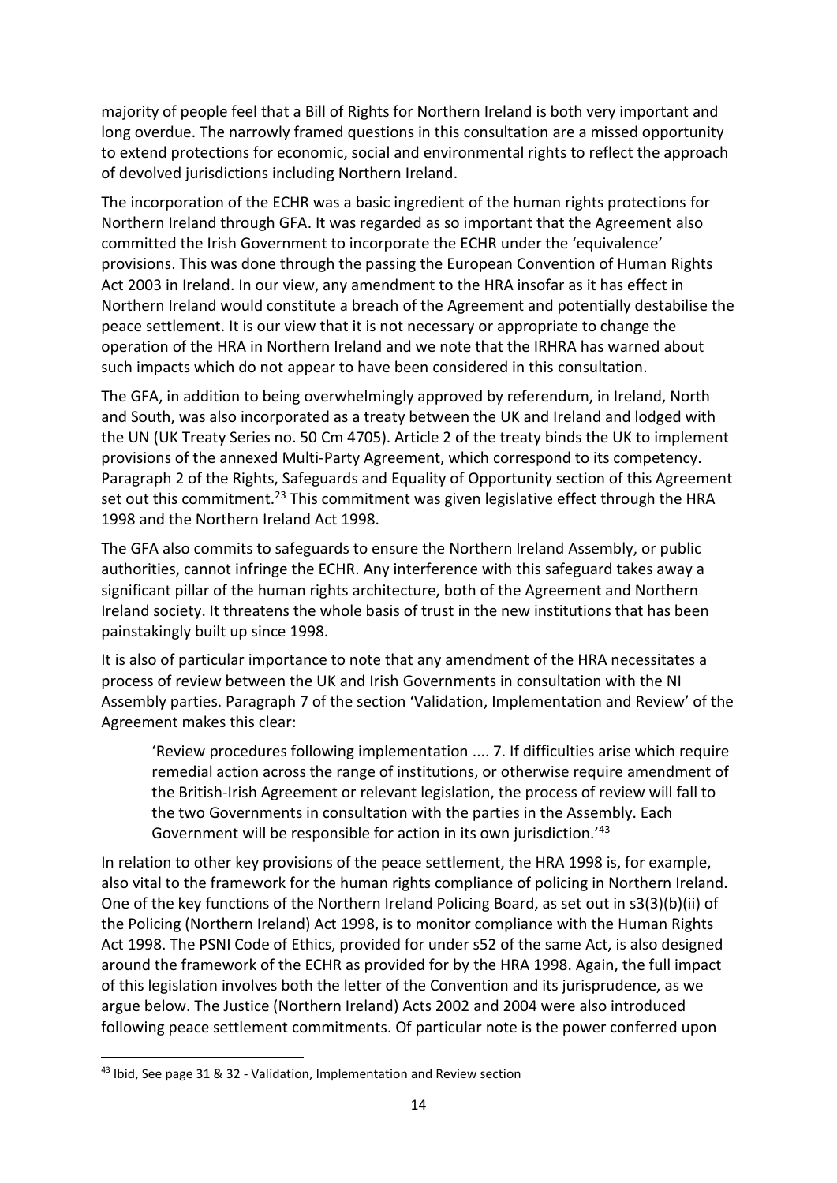majority of people feel that a Bill of Rights for Northern Ireland is both very important and long overdue. The narrowly framed questions in this consultation are a missed opportunity to extend protections for economic, social and environmental rights to reflect the approach of devolved jurisdictions including Northern Ireland.

The incorporation of the ECHR was a basic ingredient of the human rights protections for Northern Ireland through GFA. It was regarded as so important that the Agreement also committed the Irish Government to incorporate the ECHR under the 'equivalence' provisions. This was done through the passing the European Convention of Human Rights Act 2003 in Ireland. In our view, any amendment to the HRA insofar as it has effect in Northern Ireland would constitute a breach of the Agreement and potentially destabilise the peace settlement. It is our view that it is not necessary or appropriate to change the operation of the HRA in Northern Ireland and we note that the IRHRA has warned about such impacts which do not appear to have been considered in this consultation.

The GFA, in addition to being overwhelmingly approved by referendum, in Ireland, North and South, was also incorporated as a treaty between the UK and Ireland and lodged with the UN (UK Treaty Series no. 50 Cm 4705). Article 2 of the treaty binds the UK to implement provisions of the annexed Multi-Party Agreement, which correspond to its competency. Paragraph 2 of the Rights, Safeguards and Equality of Opportunity section of this Agreement set out this commitment.[23] This commitment was given legislative effect through the HRA 1998 and the Northern Ireland Act 1998.

The GFA also commits to safeguards to ensure the Northern Ireland Assembly, or public authorities, cannot infringe the ECHR. Any interference with this safeguard takes away a significant pillar of the human rights architecture, both of the Agreement and Northern Ireland society. It threatens the whole basis of trust in the new institutions that has been painstakingly built up since 1998.

It is also of particular importance to note that any amendment of the HRA necessitates a process of review between the UK and Irish Governments in consultation with the NI Assembly parties. Paragraph 7 of the section 'Validation, Implementation and Review' of the Agreement makes this clear:

> 'Review procedures following implementation .... 7. If difficulties arise which require remedial action across the range of institutions, or otherwise require amendment of the British-Irish Agreement or relevant legislation, the process of review will fall to the two Governments in consultation with the parties in the Assembly. Each Government will be responsible for action in its own jurisdiction.'[43]

In relation to other key provisions of the peace settlement, the HRA 1998 is, for example, also vital to the framework for the human rights compliance of policing in Northern Ireland. One of the key functions of the Northern Ireland Policing Board, as set out in s3(3)(b)(ii) of the Policing (Northern Ireland) Act 1998, is to monitor compliance with the Human Rights Act 1998. The PSNI Code of Ethics, provided for under s52 of the same Act, is also designed around the framework of the ECHR as provided for by the HRA 1998. Again, the full impact of this legislation involves both the letter of the Convention and its jurisprudence, as we argue below. The Justice (Northern Ireland) Acts 2002 and 2004 were also introduced following peace settlement commitments. Of particular note is the power conferred upon

---

[43] Ibid, See page 31 & 32 - Validation, Implementation and Review section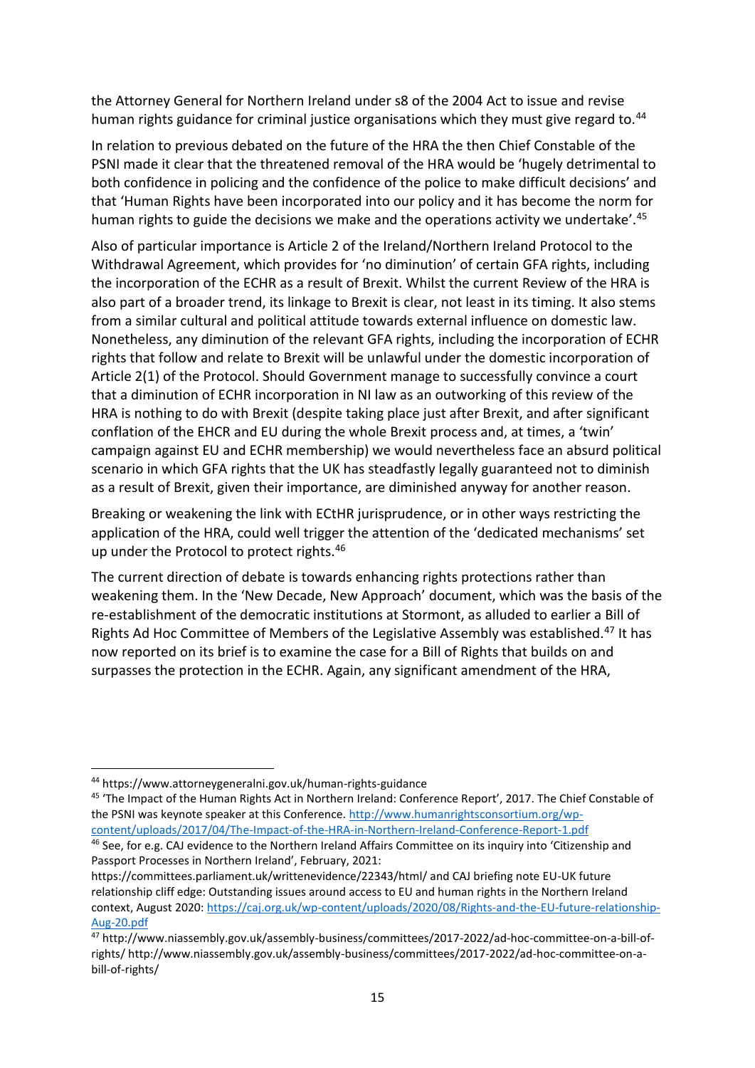the Attorney General for Northern Ireland under s8 of the 2004 Act to issue and revise human rights guidance for criminal justice organisations which they must give regard to.[44]

In relation to previous debated on the future of the HRA the then Chief Constable of the PSNI made it clear that the threatened removal of the HRA would be 'hugely detrimental to both confidence in policing and the confidence of the police to make difficult decisions' and that 'Human Rights have been incorporated into our policy and it has become the norm for human rights to guide the decisions we make and the operations activity we undertake'.[45]

Also of particular importance is Article 2 of the Ireland/Northern Ireland Protocol to the Withdrawal Agreement, which provides for 'no diminution' of certain GFA rights, including the incorporation of the ECHR as a result of Brexit. Whilst the current Review of the HRA is also part of a broader trend, its linkage to Brexit is clear, not least in its timing. It also stems from a similar cultural and political attitude towards external influence on domestic law. Nonetheless, any diminution of the relevant GFA rights, including the incorporation of ECHR rights that follow and relate to Brexit will be unlawful under the domestic incorporation of Article 2(1) of the Protocol. Should Government manage to successfully convince a court that a diminution of ECHR incorporation in NI law as an outworking of this review of the HRA is nothing to do with Brexit (despite taking place just after Brexit, and after significant conflation of the EHCR and EU during the whole Brexit process and, at times, a 'twin' campaign against EU and ECHR membership) we would nevertheless face an absurd political scenario in which GFA rights that the UK has steadfastly legally guaranteed not to diminish as a result of Brexit, given their importance, are diminished anyway for another reason.

Breaking or weakening the link with ECtHR jurisprudence, or in other ways restricting the application of the HRA, could well trigger the attention of the 'dedicated mechanisms' set up under the Protocol to protect rights.[46]

The current direction of debate is towards enhancing rights protections rather than weakening them. In the 'New Decade, New Approach' document, which was the basis of the re-establishment of the democratic institutions at Stormont, as alluded to earlier a Bill of Rights Ad Hoc Committee of Members of the Legislative Assembly was established.[47] It has now reported on its brief is to examine the case for a Bill of Rights that builds on and surpasses the protection in the ECHR. Again, any significant amendment of the HRA,

---

[44] https://www.attorneygeneralni.gov.uk/human-rights-guidance

[45] 'The Impact of the Human Rights Act in Northern Ireland: Conference Report', 2017. The Chief Constable of the PSNI was keynote speaker at this Conference. http://www.humanrightsconsortium.org/wp-content/uploads/2017/04/The-Impact-of-the-HRA-in-Northern-Ireland-Conference-Report-1.pdf

[46] See, for e.g. CAJ evidence to the Northern Ireland Affairs Committee on its inquiry into 'Citizenship and Passport Processes in Northern Ireland', February, 2021: https://committees.parliament.uk/writtenevidence/22343/html/ and CAJ briefing note EU-UK future relationship cliff edge: Outstanding issues around access to EU and human rights in the Northern Ireland context, August 2020: https://caj.org.uk/wp-content/uploads/2020/08/Rights-and-the-EU-future-relationship-Aug-20.pdf

[47] http://www.niassembly.gov.uk/assembly-business/committees/2017-2022/ad-hoc-committee-on-a-bill-of-rights/ http://www.niassembly.gov.uk/assembly-business/committees/2017-2022/ad-hoc-committee-on-a-bill-of-rights/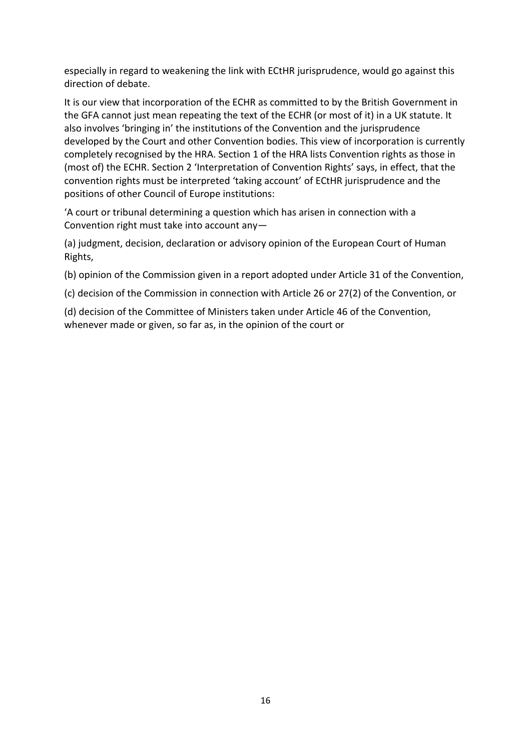especially in regard to weakening the link with ECtHR jurisprudence, would go against this direction of debate.

It is our view that incorporation of the ECHR as committed to by the British Government in the GFA cannot just mean repeating the text of the ECHR (or most of it) in a UK statute. It also involves 'bringing in' the institutions of the Convention and the jurisprudence developed by the Court and other Convention bodies. This view of incorporation is currently completely recognised by the HRA. Section 1 of the HRA lists Convention rights as those in (most of) the ECHR. Section 2 'Interpretation of Convention Rights' says, in effect, that the convention rights must be interpreted 'taking account' of ECtHR jurisprudence and the positions of other Council of Europe institutions:

'A court or tribunal determining a question which has arisen in connection with a Convention right must take into account any—

(a) judgment, decision, declaration or advisory opinion of the European Court of Human Rights,

(b) opinion of the Commission given in a report adopted under Article 31 of the Convention,

(c) decision of the Commission in connection with Article 26 or 27(2) of the Convention, or

(d) decision of the Committee of Ministers taken under Article 46 of the Convention, whenever made or given, so far as, in the opinion of the court or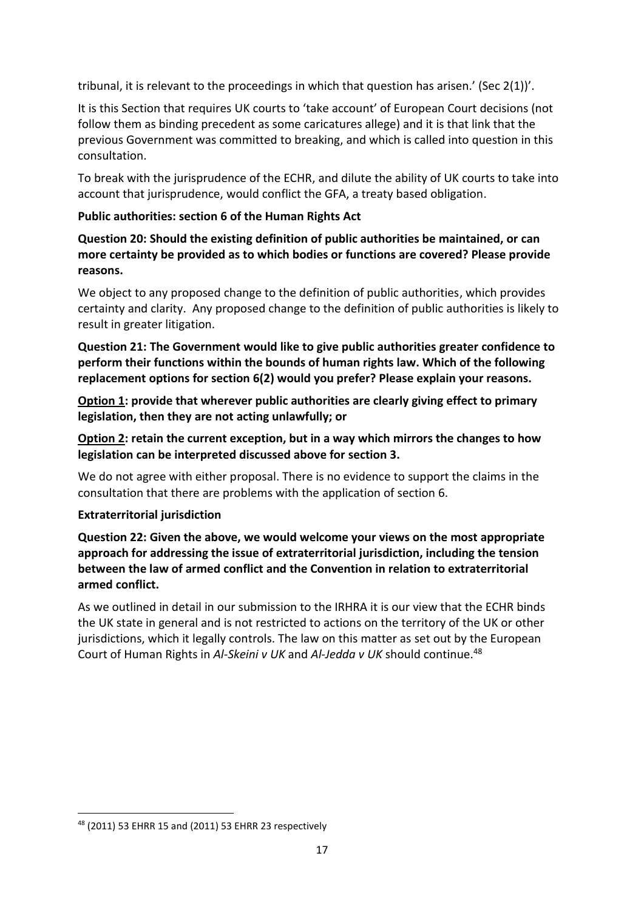tribunal, it is relevant to the proceedings in which that question has arisen.' (Sec 2(1))'.

It is this Section that requires UK courts to 'take account' of European Court decisions (not follow them as binding precedent as some caricatures allege) and it is that link that the previous Government was committed to breaking, and which is called into question in this consultation.

To break with the jurisprudence of the ECHR, and dilute the ability of UK courts to take into account that jurisprudence, would conflict the GFA, a treaty based obligation.

**Public authorities: section 6 of the Human Rights Act**

**Question 20: Should the existing definition of public authorities be maintained, or can more certainty be provided as to which bodies or functions are covered? Please provide reasons.**

We object to any proposed change to the definition of public authorities, which provides certainty and clarity. Any proposed change to the definition of public authorities is likely to result in greater litigation.

**Question 21: The Government would like to give public authorities greater confidence to perform their functions within the bounds of human rights law. Which of the following replacement options for section 6(2) would you prefer? Please explain your reasons.**

**<u>Option 1</u>: provide that wherever public authorities are clearly giving effect to primary legislation, then they are not acting unlawfully; or**

**<u>Option 2</u>: retain the current exception, but in a way which mirrors the changes to how legislation can be interpreted discussed above for section 3.**

We do not agree with either proposal. There is no evidence to support the claims in the consultation that there are problems with the application of section 6.

**Extraterritorial jurisdiction**

**Question 22: Given the above, we would welcome your views on the most appropriate approach for addressing the issue of extraterritorial jurisdiction, including the tension between the law of armed conflict and the Convention in relation to extraterritorial armed conflict.**

As we outlined in detail in our submission to the IRHRA it is our view that the ECHR binds the UK state in general and is not restricted to actions on the territory of the UK or other jurisdictions, which it legally controls. The law on this matter as set out by the European Court of Human Rights in *Al-Skeini v UK* and *Al-Jedda v UK* should continue.[48]

[48] (2011) 53 EHRR 15 and (2011) 53 EHRR 23 respectively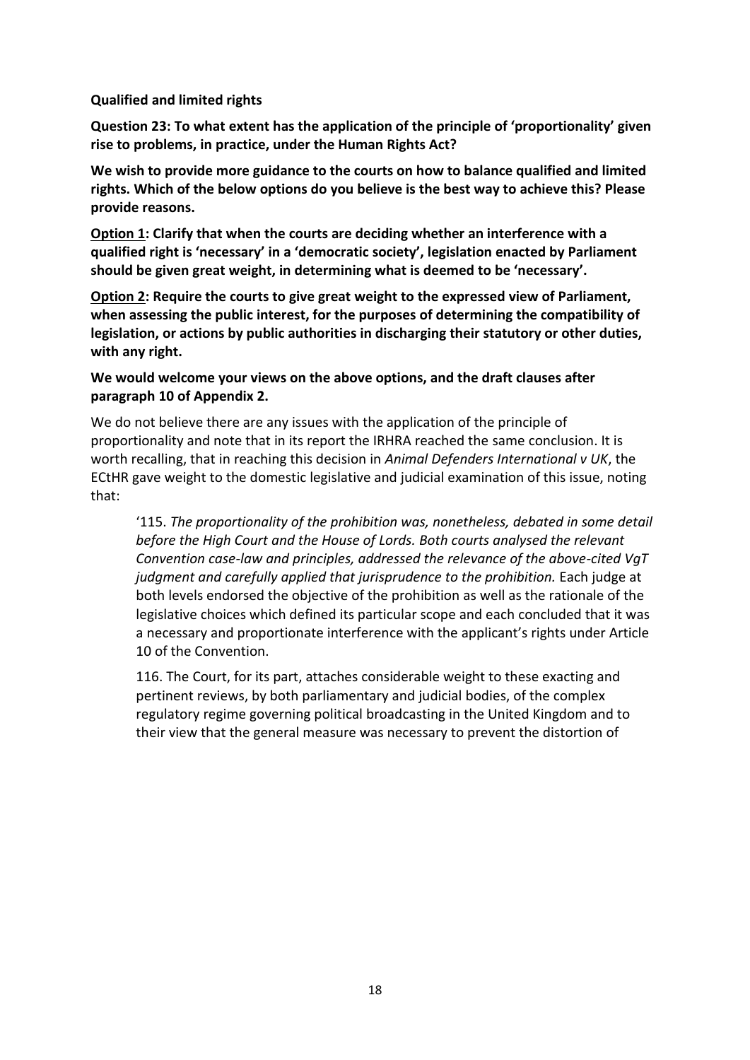**Qualified and limited rights**

**Question 23: To what extent has the application of the principle of 'proportionality' given rise to problems, in practice, under the Human Rights Act?**

**We wish to provide more guidance to the courts on how to balance qualified and limited rights. Which of the below options do you believe is the best way to achieve this? Please provide reasons.**

**<u>Option 1</u>: Clarify that when the courts are deciding whether an interference with a qualified right is 'necessary' in a 'democratic society', legislation enacted by Parliament should be given great weight, in determining what is deemed to be 'necessary'.**

**<u>Option 2</u>: Require the courts to give great weight to the expressed view of Parliament, when assessing the public interest, for the purposes of determining the compatibility of legislation, or actions by public authorities in discharging their statutory or other duties, with any right.**

**We would welcome your views on the above options, and the draft clauses after paragraph 10 of Appendix 2.**

We do not believe there are any issues with the application of the principle of proportionality and note that in its report the IRHRA reached the same conclusion. It is worth recalling, that in reaching this decision in *Animal Defenders International v UK*, the ECtHR gave weight to the domestic legislative and judicial examination of this issue, noting that:

> '115. *The proportionality of the prohibition was, nonetheless, debated in some detail before the High Court and the House of Lords. Both courts analysed the relevant Convention case-law and principles, addressed the relevance of the above-cited VgT judgment and carefully applied that jurisprudence to the prohibition.* Each judge at both levels endorsed the objective of the prohibition as well as the rationale of the legislative choices which defined its particular scope and each concluded that it was a necessary and proportionate interference with the applicant's rights under Article 10 of the Convention.
>
> 116. The Court, for its part, attaches considerable weight to these exacting and pertinent reviews, by both parliamentary and judicial bodies, of the complex regulatory regime governing political broadcasting in the United Kingdom and to their view that the general measure was necessary to prevent the distortion of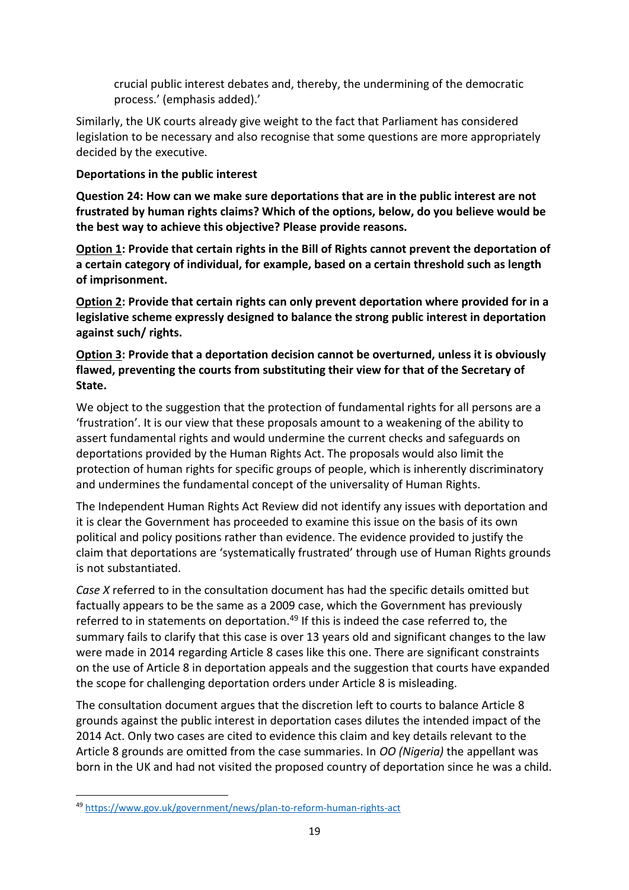crucial public interest debates and, thereby, the undermining of the democratic process.' (emphasis added).'

Similarly, the UK courts already give weight to the fact that Parliament has considered legislation to be necessary and also recognise that some questions are more appropriately decided by the executive.

**Deportations in the public interest**

**Question 24: How can we make sure deportations that are in the public interest are not frustrated by human rights claims? Which of the options, below, do you believe would be the best way to achieve this objective? Please provide reasons.**

**<u>Option 1</u>: Provide that certain rights in the Bill of Rights cannot prevent the deportation of a certain category of individual, for example, based on a certain threshold such as length of imprisonment.**

**<u>Option 2</u>: Provide that certain rights can only prevent deportation where provided for in a legislative scheme expressly designed to balance the strong public interest in deportation against such/ rights.**

**<u>Option 3</u>: Provide that a deportation decision cannot be overturned, unless it is obviously flawed, preventing the courts from substituting their view for that of the Secretary of State.**

We object to the suggestion that the protection of fundamental rights for all persons are a 'frustration'. It is our view that these proposals amount to a weakening of the ability to assert fundamental rights and would undermine the current checks and safeguards on deportations provided by the Human Rights Act. The proposals would also limit the protection of human rights for specific groups of people, which is inherently discriminatory and undermines the fundamental concept of the universality of Human Rights.

The Independent Human Rights Act Review did not identify any issues with deportation and it is clear the Government has proceeded to examine this issue on the basis of its own political and policy positions rather than evidence. The evidence provided to justify the claim that deportations are 'systematically frustrated' through use of Human Rights grounds is not substantiated.

*Case X* referred to in the consultation document has had the specific details omitted but factually appears to be the same as a 2009 case, which the Government has previously referred to in statements on deportation.[49] If this is indeed the case referred to, the summary fails to clarify that this case is over 13 years old and significant changes to the law were made in 2014 regarding Article 8 cases like this one. There are significant constraints on the use of Article 8 in deportation appeals and the suggestion that courts have expanded the scope for challenging deportation orders under Article 8 is misleading.

The consultation document argues that the discretion left to courts to balance Article 8 grounds against the public interest in deportation cases dilutes the intended impact of the 2014 Act. Only two cases are cited to evidence this claim and key details relevant to the Article 8 grounds are omitted from the case summaries. In *OO (Nigeria)* the appellant was born in the UK and had not visited the proposed country of deportation since he was a child.

[49] https://www.gov.uk/government/news/plan-to-reform-human-rights-act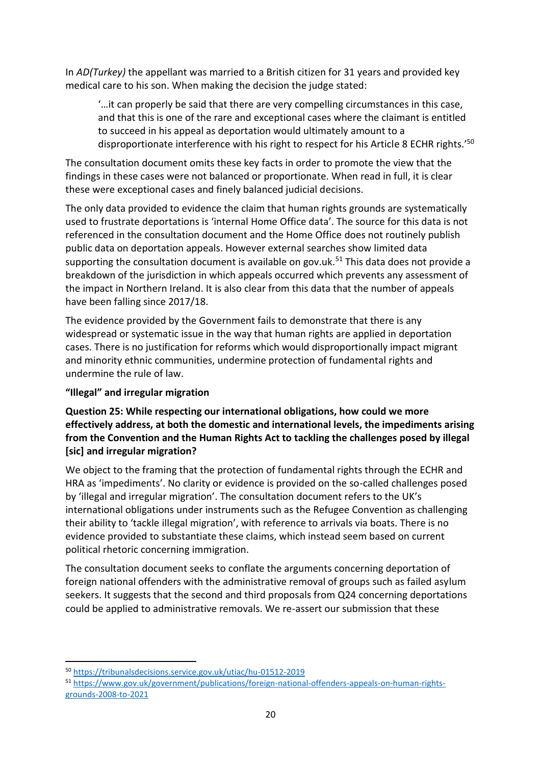In *AD(Turkey)* the appellant was married to a British citizen for 31 years and provided key medical care to his son. When making the decision the judge stated:

> '…it can properly be said that there are very compelling circumstances in this case, and that this is one of the rare and exceptional cases where the claimant is entitled to succeed in his appeal as deportation would ultimately amount to a disproportionate interference with his right to respect for his Article 8 ECHR rights.'[50]

The consultation document omits these key facts in order to promote the view that the findings in these cases were not balanced or proportionate. When read in full, it is clear these were exceptional cases and finely balanced judicial decisions.

The only data provided to evidence the claim that human rights grounds are systematically used to frustrate deportations is 'internal Home Office data'. The source for this data is not referenced in the consultation document and the Home Office does not routinely publish public data on deportation appeals. However external searches show limited data supporting the consultation document is available on gov.uk.[51] This data does not provide a breakdown of the jurisdiction in which appeals occurred which prevents any assessment of the impact in Northern Ireland. It is also clear from this data that the number of appeals have been falling since 2017/18.

The evidence provided by the Government fails to demonstrate that there is any widespread or systematic issue in the way that human rights are applied in deportation cases. There is no justification for reforms which would disproportionally impact migrant and minority ethnic communities, undermine protection of fundamental rights and undermine the rule of law.

**"Illegal" and irregular migration**

**Question 25: While respecting our international obligations, how could we more effectively address, at both the domestic and international levels, the impediments arising from the Convention and the Human Rights Act to tackling the challenges posed by illegal [sic] and irregular migration?**

We object to the framing that the protection of fundamental rights through the ECHR and HRA as 'impediments'. No clarity or evidence is provided on the so-called challenges posed by 'illegal and irregular migration'. The consultation document refers to the UK's international obligations under instruments such as the Refugee Convention as challenging their ability to 'tackle illegal migration', with reference to arrivals via boats. There is no evidence provided to substantiate these claims, which instead seem based on current political rhetoric concerning immigration.

The consultation document seeks to conflate the arguments concerning deportation of foreign national offenders with the administrative removal of groups such as failed asylum seekers. It suggests that the second and third proposals from Q24 concerning deportations could be applied to administrative removals. We re-assert our submission that these

---

[50] https://tribunalsdecisions.service.gov.uk/utiac/hu-01512-2019

[51] https://www.gov.uk/government/publications/foreign-national-offenders-appeals-on-human-rights-grounds-2008-to-2021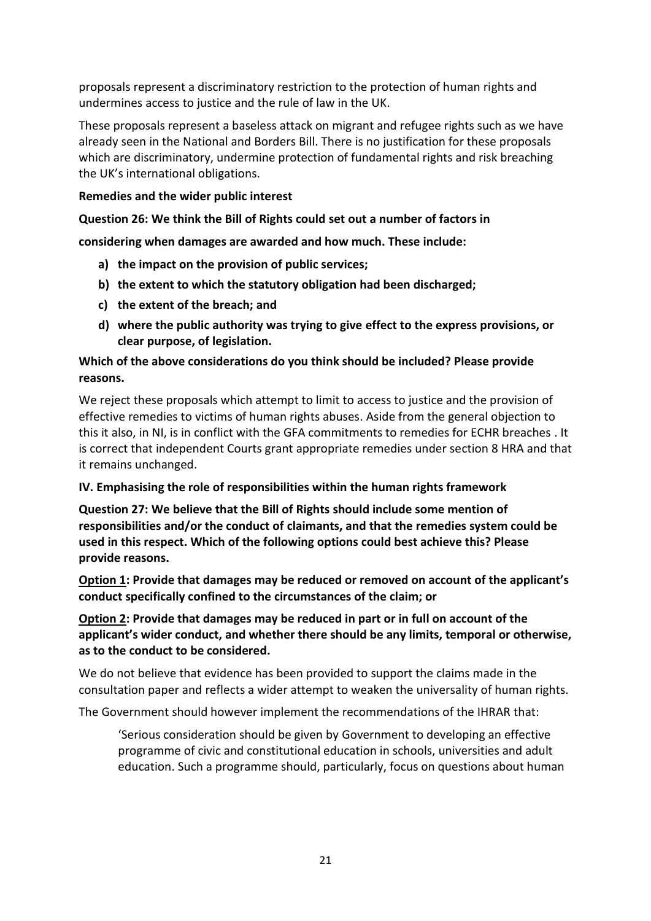proposals represent a discriminatory restriction to the protection of human rights and undermines access to justice and the rule of law in the UK.

These proposals represent a baseless attack on migrant and refugee rights such as we have already seen in the National and Borders Bill. There is no justification for these proposals which are discriminatory, undermine protection of fundamental rights and risk breaching the UK's international obligations.

**Remedies and the wider public interest**

**Question 26: We think the Bill of Rights could set out a number of factors in considering when damages are awarded and how much. These include:**

- **a) the impact on the provision of public services;**
- **b) the extent to which the statutory obligation had been discharged;**
- **c) the extent of the breach; and**
- **d) where the public authority was trying to give effect to the express provisions, or clear purpose, of legislation.**

**Which of the above considerations do you think should be included? Please provide reasons.**

We reject these proposals which attempt to limit to access to justice and the provision of effective remedies to victims of human rights abuses. Aside from the general objection to this it also, in NI, is in conflict with the GFA commitments to remedies for ECHR breaches . It is correct that independent Courts grant appropriate remedies under section 8 HRA and that it remains unchanged.

**IV. Emphasising the role of responsibilities within the human rights framework**

**Question 27: We believe that the Bill of Rights should include some mention of responsibilities and/or the conduct of claimants, and that the remedies system could be used in this respect. Which of the following options could best achieve this? Please provide reasons.**

**<u>Option 1</u>: Provide that damages may be reduced or removed on account of the applicant's conduct specifically confined to the circumstances of the claim; or**

**<u>Option 2</u>: Provide that damages may be reduced in part or in full on account of the applicant's wider conduct, and whether there should be any limits, temporal or otherwise, as to the conduct to be considered.**

We do not believe that evidence has been provided to support the claims made in the consultation paper and reflects a wider attempt to weaken the universality of human rights.

The Government should however implement the recommendations of the IHRAR that:

> 'Serious consideration should be given by Government to developing an effective programme of civic and constitutional education in schools, universities and adult education. Such a programme should, particularly, focus on questions about human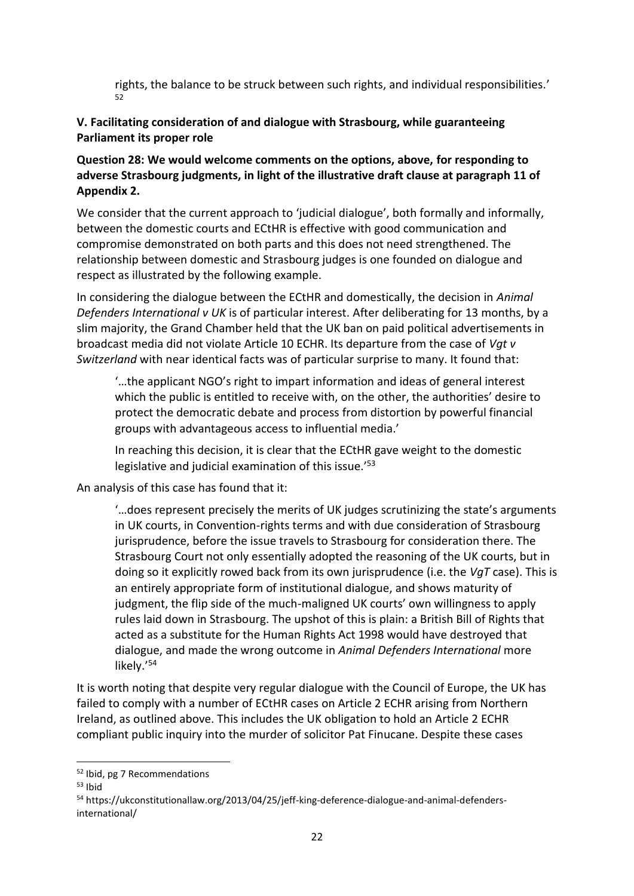> rights, the balance to be struck between such rights, and individual responsibilities.'[52]

**V. Facilitating consideration of and dialogue with Strasbourg, while guaranteeing Parliament its proper role**

**Question 28: We would welcome comments on the options, above, for responding to adverse Strasbourg judgments, in light of the illustrative draft clause at paragraph 11 of Appendix 2.**

We consider that the current approach to 'judicial dialogue', both formally and informally, between the domestic courts and ECtHR is effective with good communication and compromise demonstrated on both parts and this does not need strengthened. The relationship between domestic and Strasbourg judges is one founded on dialogue and respect as illustrated by the following example.

In considering the dialogue between the ECtHR and domestically, the decision in *Animal Defenders International v UK* is of particular interest. After deliberating for 13 months, by a slim majority, the Grand Chamber held that the UK ban on paid political advertisements in broadcast media did not violate Article 10 ECHR. Its departure from the case of *Vgt v Switzerland* with near identical facts was of particular surprise to many. It found that:

> '…the applicant NGO's right to impart information and ideas of general interest which the public is entitled to receive with, on the other, the authorities' desire to protect the democratic debate and process from distortion by powerful financial groups with advantageous access to influential media.'
>
> In reaching this decision, it is clear that the ECtHR gave weight to the domestic legislative and judicial examination of this issue.'[53]

An analysis of this case has found that it:

> '…does represent precisely the merits of UK judges scrutinizing the state's arguments in UK courts, in Convention-rights terms and with due consideration of Strasbourg jurisprudence, before the issue travels to Strasbourg for consideration there. The Strasbourg Court not only essentially adopted the reasoning of the UK courts, but in doing so it explicitly rowed back from its own jurisprudence (i.e. the *VgT* case). This is an entirely appropriate form of institutional dialogue, and shows maturity of judgment, the flip side of the much-maligned UK courts' own willingness to apply rules laid down in Strasbourg. The upshot of this is plain: a British Bill of Rights that acted as a substitute for the Human Rights Act 1998 would have destroyed that dialogue, and made the wrong outcome in *Animal Defenders International* more likely.'[54]

It is worth noting that despite very regular dialogue with the Council of Europe, the UK has failed to comply with a number of ECtHR cases on Article 2 ECHR arising from Northern Ireland, as outlined above. This includes the UK obligation to hold an Article 2 ECHR compliant public inquiry into the murder of solicitor Pat Finucane. Despite these cases

---

[52] Ibid, pg 7 Recommendations

[53] Ibid

[54] https://ukconstitutionallaw.org/2013/04/25/jeff-king-deference-dialogue-and-animal-defenders-international/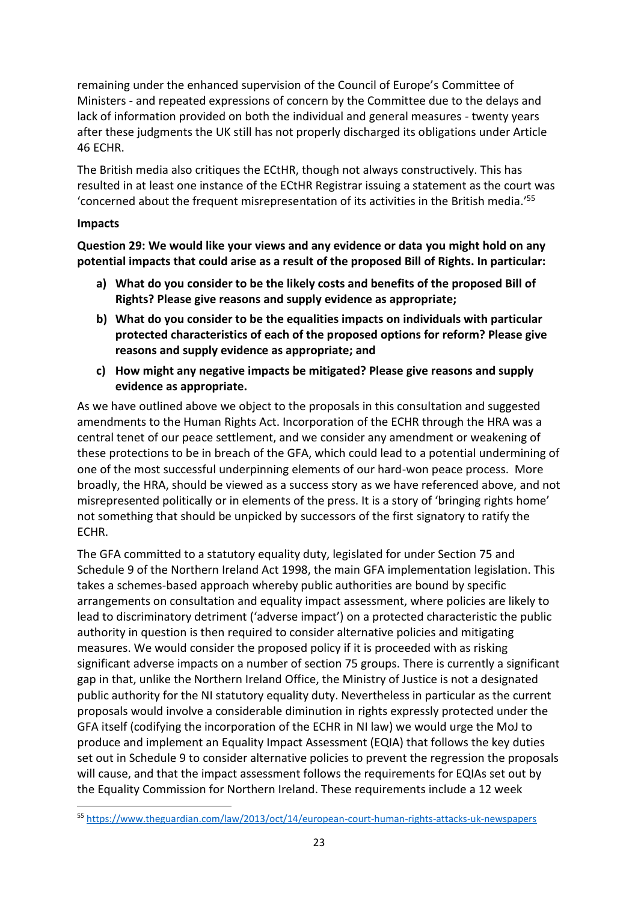remaining under the enhanced supervision of the Council of Europe's Committee of Ministers - and repeated expressions of concern by the Committee due to the delays and lack of information provided on both the individual and general measures - twenty years after these judgments the UK still has not properly discharged its obligations under Article 46 ECHR.

The British media also critiques the ECtHR, though not always constructively. This has resulted in at least one instance of the ECtHR Registrar issuing a statement as the court was 'concerned about the frequent misrepresentation of its activities in the British media.'[55]

**Impacts**

**Question 29: We would like your views and any evidence or data you might hold on any potential impacts that could arise as a result of the proposed Bill of Rights. In particular:**

a) **What do you consider to be the likely costs and benefits of the proposed Bill of Rights? Please give reasons and supply evidence as appropriate;**
b) **What do you consider to be the equalities impacts on individuals with particular protected characteristics of each of the proposed options for reform? Please give reasons and supply evidence as appropriate; and**
c) **How might any negative impacts be mitigated? Please give reasons and supply evidence as appropriate.**

As we have outlined above we object to the proposals in this consultation and suggested amendments to the Human Rights Act. Incorporation of the ECHR through the HRA was a central tenet of our peace settlement, and we consider any amendment or weakening of these protections to be in breach of the GFA, which could lead to a potential undermining of one of the most successful underpinning elements of our hard-won peace process. More broadly, the HRA, should be viewed as a success story as we have referenced above, and not misrepresented politically or in elements of the press. It is a story of 'bringing rights home' not something that should be unpicked by successors of the first signatory to ratify the ECHR.

The GFA committed to a statutory equality duty, legislated for under Section 75 and Schedule 9 of the Northern Ireland Act 1998, the main GFA implementation legislation. This takes a schemes-based approach whereby public authorities are bound by specific arrangements on consultation and equality impact assessment, where policies are likely to lead to discriminatory detriment ('adverse impact') on a protected characteristic the public authority in question is then required to consider alternative policies and mitigating measures. We would consider the proposed policy if it is proceeded with as risking significant adverse impacts on a number of section 75 groups. There is currently a significant gap in that, unlike the Northern Ireland Office, the Ministry of Justice is not a designated public authority for the NI statutory equality duty. Nevertheless in particular as the current proposals would involve a considerable diminution in rights expressly protected under the GFA itself (codifying the incorporation of the ECHR in NI law) we would urge the MoJ to produce and implement an Equality Impact Assessment (EQIA) that follows the key duties set out in Schedule 9 to consider alternative policies to prevent the regression the proposals will cause, and that the impact assessment follows the requirements for EQIAs set out by the Equality Commission for Northern Ireland. These requirements include a 12 week

[55] https://www.theguardian.com/law/2013/oct/14/european-court-human-rights-attacks-uk-newspapers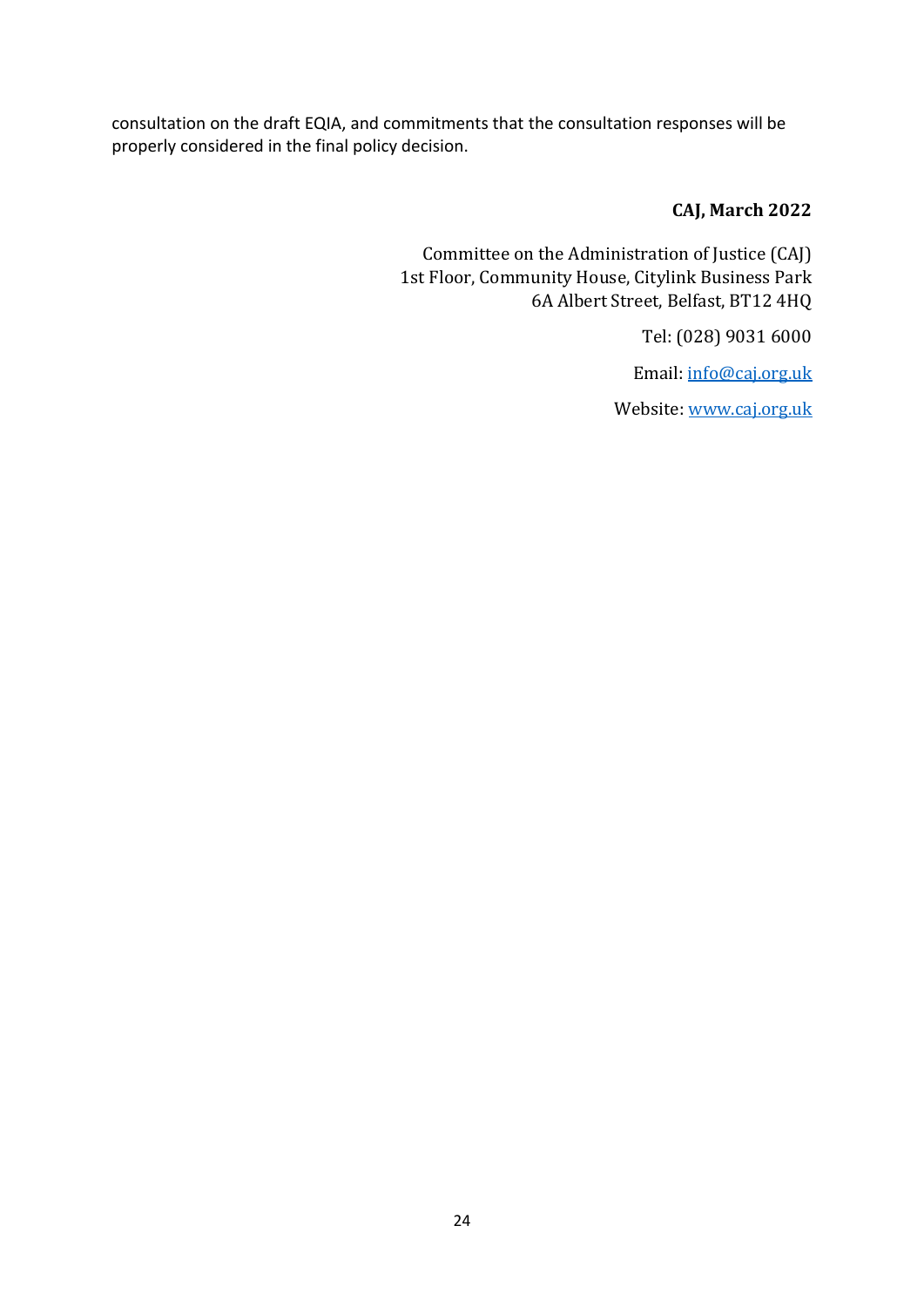consultation on the draft EQIA, and commitments that the consultation responses will be properly considered in the final policy decision.

**CAJ, March 2022**

Committee on the Administration of Justice (CAJ)
1st Floor, Community House, Citylink Business Park
6A Albert Street, Belfast, BT12 4HQ

Tel: (028) 9031 6000

Email: info@caj.org.uk

Website: www.caj.org.uk